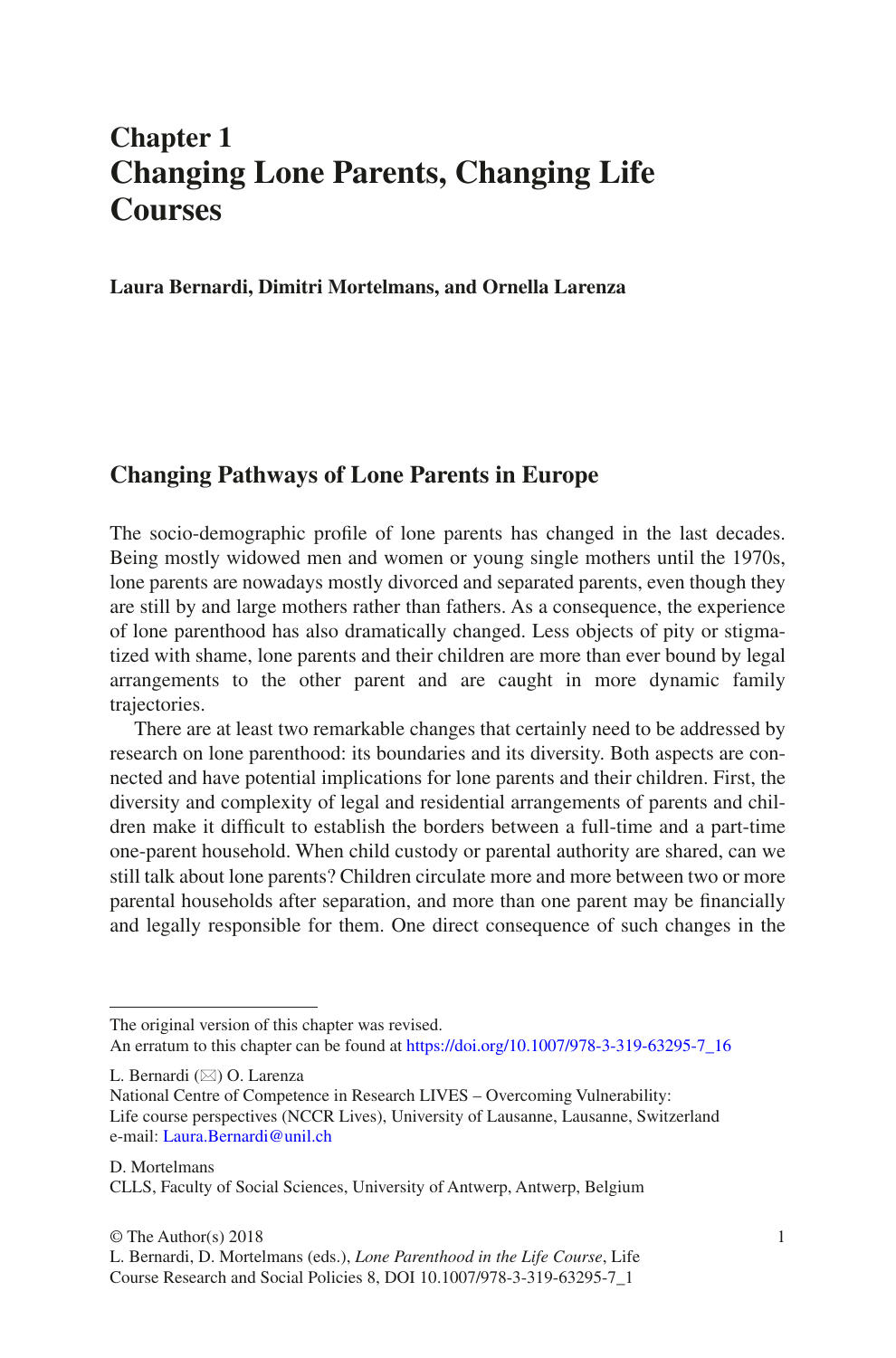# Chapter 1
# Changing Lone Parents, Changing Life Courses

**Laura Bernardi, Dimitri Mortelmans, and Ornella Larenza**

## Changing Pathways of Lone Parents in Europe

The socio-demographic profile of lone parents has changed in the last decades. Being mostly widowed men and women or young single mothers until the 1970s, lone parents are nowadays mostly divorced and separated parents, even though they are still by and large mothers rather than fathers. As a consequence, the experience of lone parenthood has also dramatically changed. Less objects of pity or stigmatized with shame, lone parents and their children are more than ever bound by legal arrangements to the other parent and are caught in more dynamic family trajectories.

There are at least two remarkable changes that certainly need to be addressed by research on lone parenthood: its boundaries and its diversity. Both aspects are connected and have potential implications for lone parents and their children. First, the diversity and complexity of legal and residential arrangements of parents and children make it difficult to establish the borders between a full-time and a part-time one-parent household. When child custody or parental authority are shared, can we still talk about lone parents? Children circulate more and more between two or more parental households after separation, and more than one parent may be financially and legally responsible for them. One direct consequence of such changes in the

---

The original version of this chapter was revised.
An erratum to this chapter can be found at https://doi.org/10.1007/978-3-319-63295-7_16

L. Bernardi (✉) O. Larenza
National Centre of Competence in Research LIVES – Overcoming Vulnerability: Life course perspectives (NCCR Lives), University of Lausanne, Lausanne, Switzerland
e-mail: Laura.Bernardi@unil.ch

D. Mortelmans
CLLS, Faculty of Social Sciences, University of Antwerp, Antwerp, Belgium

© The Author(s) 2018
L. Bernardi, D. Mortelmans (eds.), *Lone Parenthood in the Life Course*, Life Course Research and Social Policies 8, DOI 10.1007/978-3-319-63295-7_1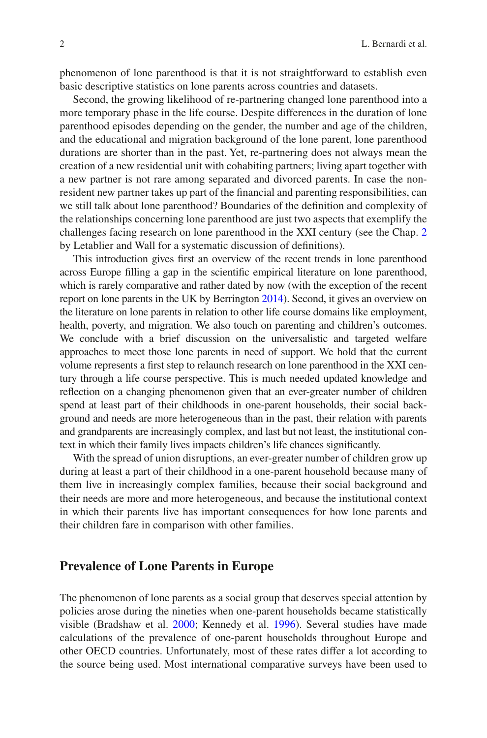phenomenon of lone parenthood is that it is not straightforward to establish even basic descriptive statistics on lone parents across countries and datasets.

Second, the growing likelihood of re-partnering changed lone parenthood into a more temporary phase in the life course. Despite differences in the duration of lone parenthood episodes depending on the gender, the number and age of the children, and the educational and migration background of the lone parent, lone parenthood durations are shorter than in the past. Yet, re-partnering does not always mean the creation of a new residential unit with cohabiting partners; living apart together with a new partner is not rare among separated and divorced parents. In case the non-resident new partner takes up part of the financial and parenting responsibilities, can we still talk about lone parenthood? Boundaries of the definition and complexity of the relationships concerning lone parenthood are just two aspects that exemplify the challenges facing research on lone parenthood in the XXI century (see the Chap. 2 by Letablier and Wall for a systematic discussion of definitions).

This introduction gives first an overview of the recent trends in lone parenthood across Europe filling a gap in the scientific empirical literature on lone parenthood, which is rarely comparative and rather dated by now (with the exception of the recent report on lone parents in the UK by Berrington 2014). Second, it gives an overview on the literature on lone parents in relation to other life course domains like employment, health, poverty, and migration. We also touch on parenting and children's outcomes. We conclude with a brief discussion on the universalistic and targeted welfare approaches to meet those lone parents in need of support. We hold that the current volume represents a first step to relaunch research on lone parenthood in the XXI century through a life course perspective. This is much needed updated knowledge and reflection on a changing phenomenon given that an ever-greater number of children spend at least part of their childhoods in one-parent households, their social background and needs are more heterogeneous than in the past, their relation with parents and grandparents are increasingly complex, and last but not least, the institutional context in which their family lives impacts children's life chances significantly.

With the spread of union disruptions, an ever-greater number of children grow up during at least a part of their childhood in a one-parent household because many of them live in increasingly complex families, because their social background and their needs are more and more heterogeneous, and because the institutional context in which their parents live has important consequences for how lone parents and their children fare in comparison with other families.

## Prevalence of Lone Parents in Europe

The phenomenon of lone parents as a social group that deserves special attention by policies arose during the nineties when one-parent households became statistically visible (Bradshaw et al. 2000; Kennedy et al. 1996). Several studies have made calculations of the prevalence of one-parent households throughout Europe and other OECD countries. Unfortunately, most of these rates differ a lot according to the source being used. Most international comparative surveys have been used to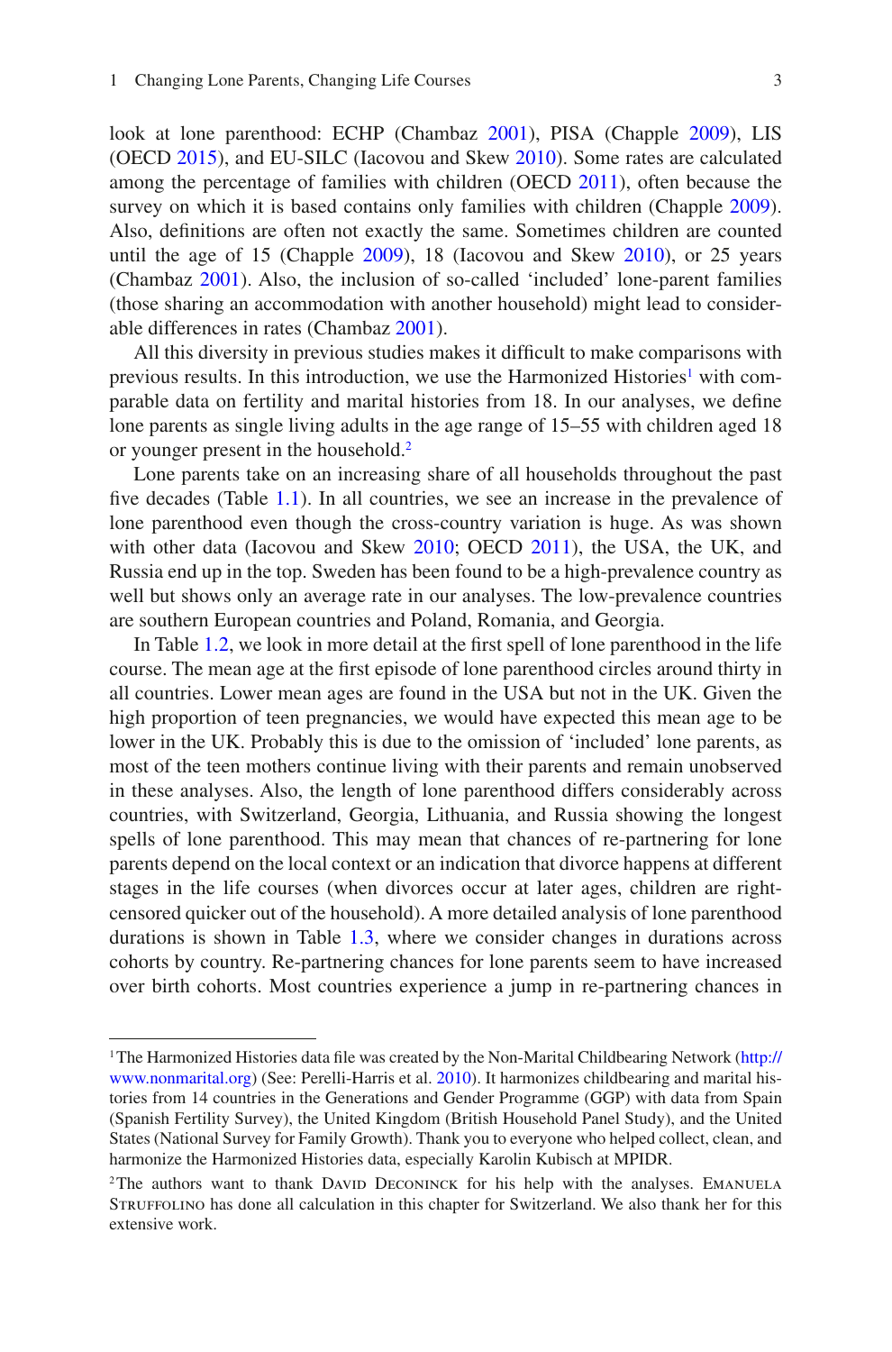look at lone parenthood: ECHP (Chambaz 2001), PISA (Chapple 2009), LIS (OECD 2015), and EU-SILC (Iacovou and Skew 2010). Some rates are calculated among the percentage of families with children (OECD 2011), often because the survey on which it is based contains only families with children (Chapple 2009). Also, definitions are often not exactly the same. Sometimes children are counted until the age of 15 (Chapple 2009), 18 (Iacovou and Skew 2010), or 25 years (Chambaz 2001). Also, the inclusion of so-called 'included' lone-parent families (those sharing an accommodation with another household) might lead to considerable differences in rates (Chambaz 2001).

All this diversity in previous studies makes it difficult to make comparisons with previous results. In this introduction, we use the Harmonized Histories[1] with comparable data on fertility and marital histories from 18. In our analyses, we define lone parents as single living adults in the age range of 15–55 with children aged 18 or younger present in the household.[2]

Lone parents take on an increasing share of all households throughout the past five decades (Table 1.1). In all countries, we see an increase in the prevalence of lone parenthood even though the cross-country variation is huge. As was shown with other data (Iacovou and Skew 2010; OECD 2011), the USA, the UK, and Russia end up in the top. Sweden has been found to be a high-prevalence country as well but shows only an average rate in our analyses. The low-prevalence countries are southern European countries and Poland, Romania, and Georgia.

In Table 1.2, we look in more detail at the first spell of lone parenthood in the life course. The mean age at the first episode of lone parenthood circles around thirty in all countries. Lower mean ages are found in the USA but not in the UK. Given the high proportion of teen pregnancies, we would have expected this mean age to be lower in the UK. Probably this is due to the omission of 'included' lone parents, as most of the teen mothers continue living with their parents and remain unobserved in these analyses. Also, the length of lone parenthood differs considerably across countries, with Switzerland, Georgia, Lithuania, and Russia showing the longest spells of lone parenthood. This may mean that chances of re-partnering for lone parents depend on the local context or an indication that divorce happens at different stages in the life courses (when divorces occur at later ages, children are right-censored quicker out of the household). A more detailed analysis of lone parenthood durations is shown in Table 1.3, where we consider changes in durations across cohorts by country. Re-partnering chances for lone parents seem to have increased over birth cohorts. Most countries experience a jump in re-partnering chances in

---

[1] The Harmonized Histories data file was created by the Non-Marital Childbearing Network (http://www.nonmarital.org) (See: Perelli-Harris et al. 2010). It harmonizes childbearing and marital histories from 14 countries in the Generations and Gender Programme (GGP) with data from Spain (Spanish Fertility Survey), the United Kingdom (British Household Panel Study), and the United States (National Survey for Family Growth). Thank you to everyone who helped collect, clean, and harmonize the Harmonized Histories data, especially Karolin Kubisch at MPIDR.

[2] The authors want to thank David Deconinck for his help with the analyses. Emanuela Struffolino has done all calculation in this chapter for Switzerland. We also thank her for this extensive work.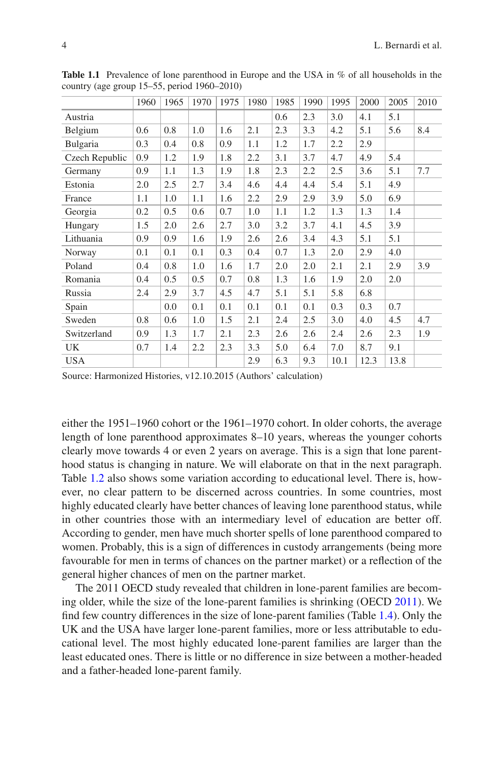**Table 1.1** Prevalence of lone parenthood in Europe and the USA in % of all households in the country (age group 15–55, period 1960–2010)

| | 1960 | 1965 | 1970 | 1975 | 1980 | 1985 | 1990 | 1995 | 2000 | 2005 | 2010 |
|---|---|---|---|---|---|---|---|---|---|---|---|
| Austria | | | | | | 0.6 | 2.3 | 3.0 | 4.1 | 5.1 | |
| Belgium | 0.6 | 0.8 | 1.0 | 1.6 | 2.1 | 2.3 | 3.3 | 4.2 | 5.1 | 5.6 | 8.4 |
| Bulgaria | 0.3 | 0.4 | 0.8 | 0.9 | 1.1 | 1.2 | 1.7 | 2.2 | 2.9 | | |
| Czech Republic | 0.9 | 1.2 | 1.9 | 1.8 | 2.2 | 3.1 | 3.7 | 4.7 | 4.9 | 5.4 | |
| Germany | 0.9 | 1.1 | 1.3 | 1.9 | 1.8 | 2.3 | 2.2 | 2.5 | 3.6 | 5.1 | 7.7 |
| Estonia | 2.0 | 2.5 | 2.7 | 3.4 | 4.6 | 4.4 | 4.4 | 5.4 | 5.1 | 4.9 | |
| France | 1.1 | 1.0 | 1.1 | 1.6 | 2.2 | 2.9 | 2.9 | 3.9 | 5.0 | 6.9 | |
| Georgia | 0.2 | 0.5 | 0.6 | 0.7 | 1.0 | 1.1 | 1.2 | 1.3 | 1.3 | 1.4 | |
| Hungary | 1.5 | 2.0 | 2.6 | 2.7 | 3.0 | 3.2 | 3.7 | 4.1 | 4.5 | 3.9 | |
| Lithuania | 0.9 | 0.9 | 1.6 | 1.9 | 2.6 | 2.6 | 3.4 | 4.3 | 5.1 | 5.1 | |
| Norway | 0.1 | 0.1 | 0.1 | 0.3 | 0.4 | 0.7 | 1.3 | 2.0 | 2.9 | 4.0 | |
| Poland | 0.4 | 0.8 | 1.0 | 1.6 | 1.7 | 2.0 | 2.0 | 2.1 | 2.1 | 2.9 | 3.9 |
| Romania | 0.4 | 0.5 | 0.5 | 0.7 | 0.8 | 1.3 | 1.6 | 1.9 | 2.0 | 2.0 | |
| Russia | 2.4 | 2.9 | 3.7 | 4.5 | 4.7 | 5.1 | 5.1 | 5.8 | 6.8 | | |
| Spain | | 0.0 | 0.1 | 0.1 | 0.1 | 0.1 | 0.1 | 0.3 | 0.3 | 0.7 | |
| Sweden | 0.8 | 0.6 | 1.0 | 1.5 | 2.1 | 2.4 | 2.5 | 3.0 | 4.0 | 4.5 | 4.7 |
| Switzerland | 0.9 | 1.3 | 1.7 | 2.1 | 2.3 | 2.6 | 2.6 | 2.4 | 2.6 | 2.3 | 1.9 |
| UK | 0.7 | 1.4 | 2.2 | 2.3 | 3.3 | 5.0 | 6.4 | 7.0 | 8.7 | 9.1 | |
| USA | | | | | 2.9 | 6.3 | 9.3 | 10.1 | 12.3 | 13.8 | |

Source: Harmonized Histories, v12.10.2015 (Authors' calculation)

either the 1951–1960 cohort or the 1961–1970 cohort. In older cohorts, the average length of lone parenthood approximates 8–10 years, whereas the younger cohorts clearly move towards 4 or even 2 years on average. This is a sign that lone parenthood status is changing in nature. We will elaborate on that in the next paragraph. Table 1.2 also shows some variation according to educational level. There is, however, no clear pattern to be discerned across countries. In some countries, most highly educated clearly have better chances of leaving lone parenthood status, while in other countries those with an intermediary level of education are better off. According to gender, men have much shorter spells of lone parenthood compared to women. Probably, this is a sign of differences in custody arrangements (being more favourable for men in terms of chances on the partner market) or a reflection of the general higher chances of men on the partner market.

The 2011 OECD study revealed that children in lone-parent families are becoming older, while the size of the lone-parent families is shrinking (OECD 2011). We find few country differences in the size of lone-parent families (Table 1.4). Only the UK and the USA have larger lone-parent families, more or less attributable to educational level. The most highly educated lone-parent families are larger than the least educated ones. There is little or no difference in size between a mother-headed and a father-headed lone-parent family.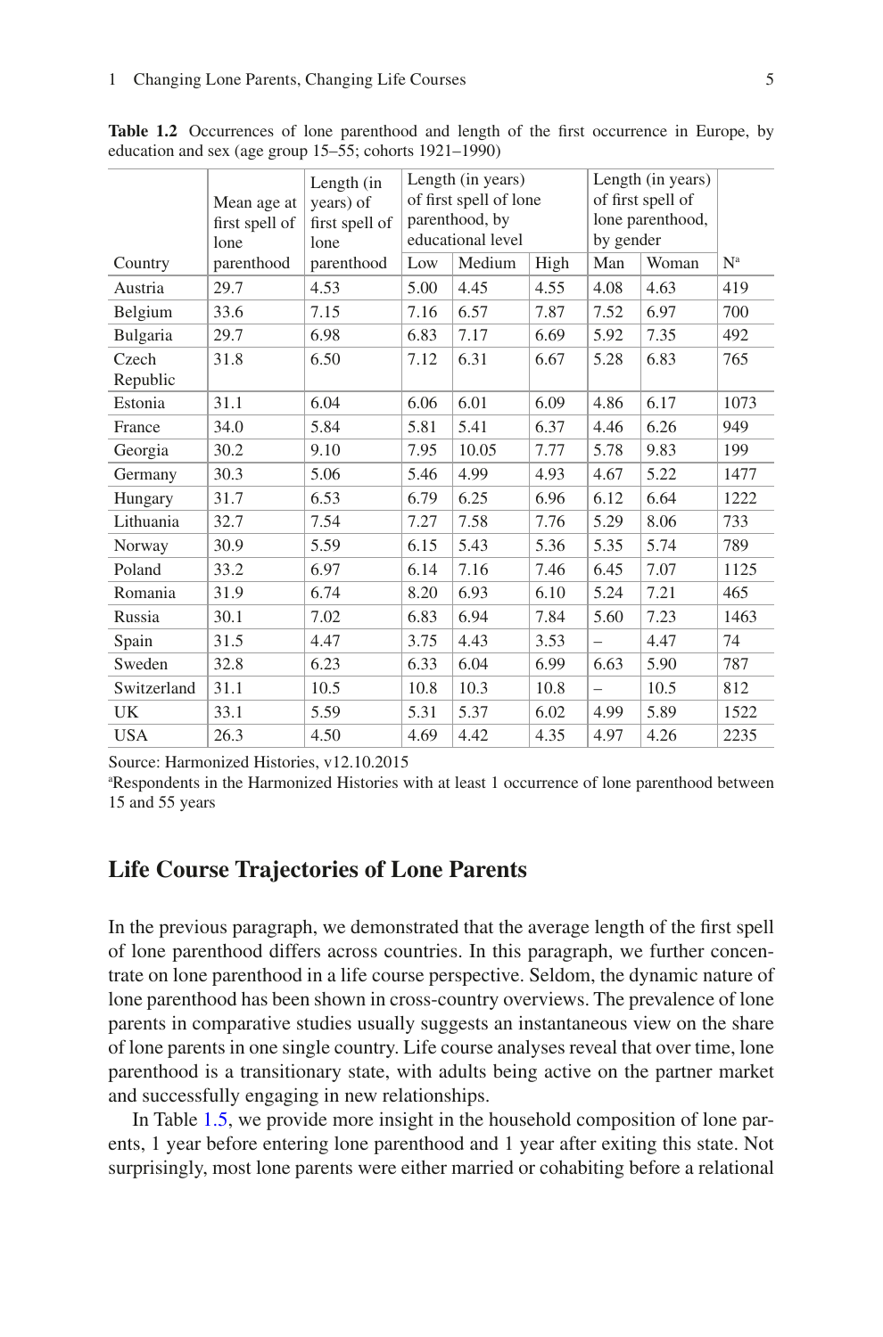**Table 1.2** Occurrences of lone parenthood and length of the first occurrence in Europe, by education and sex (age group 15–55; cohorts 1921–1990)

| Country | Mean age at first spell of lone parenthood | Length (in years) of first spell of lone parenthood | Length (in years) of first spell of lone parenthood, by educational level | | | Length (in years) of first spell of lone parenthood, by gender | | N[a] |
|---|---|---|---|---|---|---|---|---|
| | | | Low | Medium | High | Man | Woman | |
| Austria | 29.7 | 4.53 | 5.00 | 4.45 | 4.55 | 4.08 | 4.63 | 419 |
| Belgium | 33.6 | 7.15 | 7.16 | 6.57 | 7.87 | 7.52 | 6.97 | 700 |
| Bulgaria | 29.7 | 6.98 | 6.83 | 7.17 | 6.69 | 5.92 | 7.35 | 492 |
| Czech Republic | 31.8 | 6.50 | 7.12 | 6.31 | 6.67 | 5.28 | 6.83 | 765 |
| Estonia | 31.1 | 6.04 | 6.06 | 6.01 | 6.09 | 4.86 | 6.17 | 1073 |
| France | 34.0 | 5.84 | 5.81 | 5.41 | 6.37 | 4.46 | 6.26 | 949 |
| Georgia | 30.2 | 9.10 | 7.95 | 10.05 | 7.77 | 5.78 | 9.83 | 199 |
| Germany | 30.3 | 5.06 | 5.46 | 4.99 | 4.93 | 4.67 | 5.22 | 1477 |
| Hungary | 31.7 | 6.53 | 6.79 | 6.25 | 6.96 | 6.12 | 6.64 | 1222 |
| Lithuania | 32.7 | 7.54 | 7.27 | 7.58 | 7.76 | 5.29 | 8.06 | 733 |
| Norway | 30.9 | 5.59 | 6.15 | 5.43 | 5.36 | 5.35 | 5.74 | 789 |
| Poland | 33.2 | 6.97 | 6.14 | 7.16 | 7.46 | 6.45 | 7.07 | 1125 |
| Romania | 31.9 | 6.74 | 8.20 | 6.93 | 6.10 | 5.24 | 7.21 | 465 |
| Russia | 30.1 | 7.02 | 6.83 | 6.94 | 7.84 | 5.60 | 7.23 | 1463 |
| Spain | 31.5 | 4.47 | 3.75 | 4.43 | 3.53 | – | 4.47 | 74 |
| Sweden | 32.8 | 6.23 | 6.33 | 6.04 | 6.99 | 6.63 | 5.90 | 787 |
| Switzerland | 31.1 | 10.5 | 10.8 | 10.3 | 10.8 | – | 10.5 | 812 |
| UK | 33.1 | 5.59 | 5.31 | 5.37 | 6.02 | 4.99 | 5.89 | 1522 |
| USA | 26.3 | 4.50 | 4.69 | 4.42 | 4.35 | 4.97 | 4.26 | 2235 |

Source: Harmonized Histories, v12.10.2015

[a]Respondents in the Harmonized Histories with at least 1 occurrence of lone parenthood between 15 and 55 years

## Life Course Trajectories of Lone Parents

In the previous paragraph, we demonstrated that the average length of the first spell of lone parenthood differs across countries. In this paragraph, we further concentrate on lone parenthood in a life course perspective. Seldom, the dynamic nature of lone parenthood has been shown in cross-country overviews. The prevalence of lone parents in comparative studies usually suggests an instantaneous view on the share of lone parents in one single country. Life course analyses reveal that over time, lone parenthood is a transitionary state, with adults being active on the partner market and successfully engaging in new relationships.

In Table 1.5, we provide more insight in the household composition of lone parents, 1 year before entering lone parenthood and 1 year after exiting this state. Not surprisingly, most lone parents were either married or cohabiting before a relational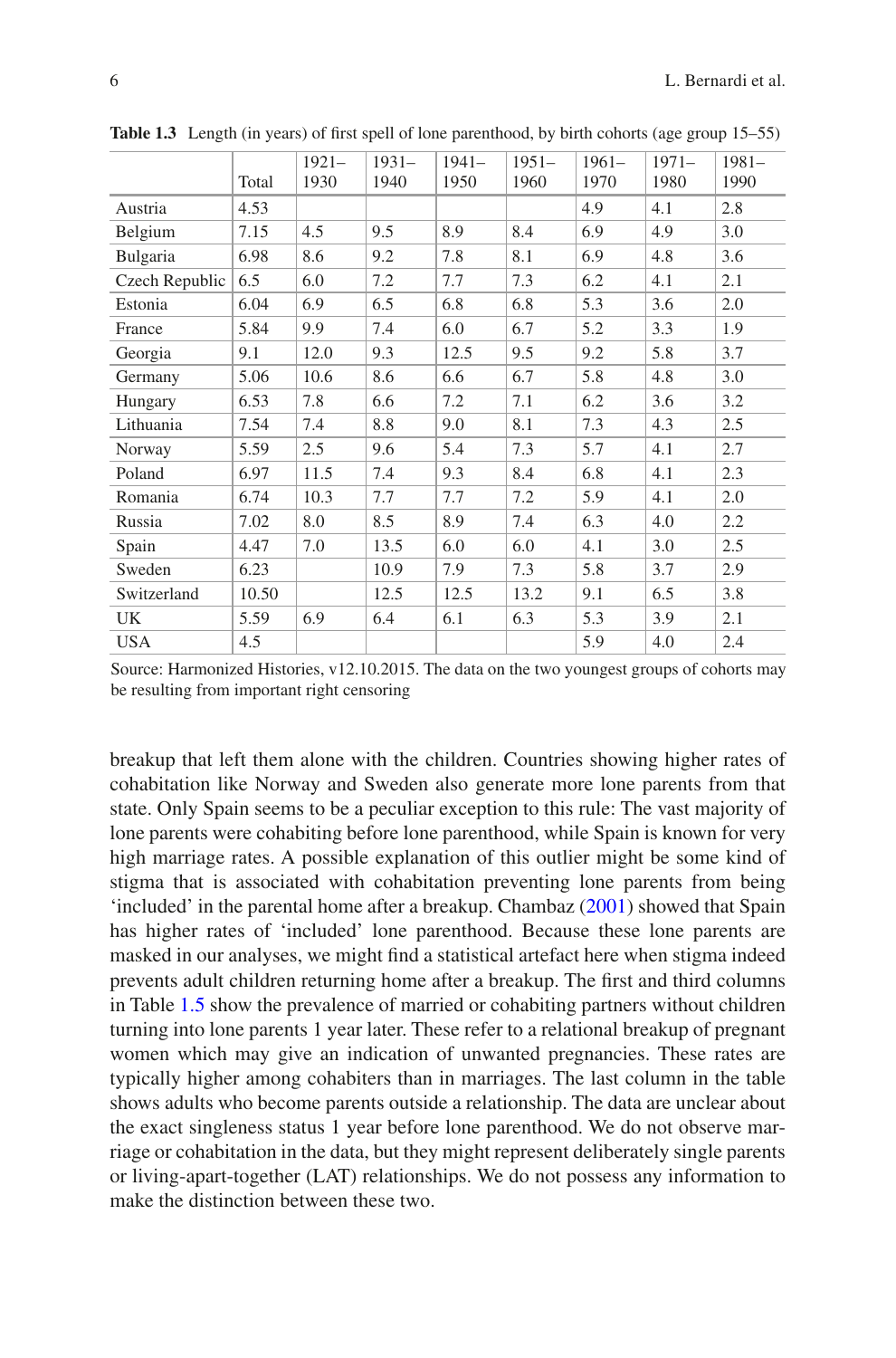**Table 1.3** Length (in years) of first spell of lone parenthood, by birth cohorts (age group 15–55)

| | Total | 1921–1930 | 1931–1940 | 1941–1950 | 1951–1960 | 1961–1970 | 1971–1980 | 1981–1990 |
|---|---|---|---|---|---|---|---|---|
| Austria | 4.53 | | | | | 4.9 | 4.1 | 2.8 |
| Belgium | 7.15 | 4.5 | 9.5 | 8.9 | 8.4 | 6.9 | 4.9 | 3.0 |
| Bulgaria | 6.98 | 8.6 | 9.2 | 7.8 | 8.1 | 6.9 | 4.8 | 3.6 |
| Czech Republic | 6.5 | 6.0 | 7.2 | 7.7 | 7.3 | 6.2 | 4.1 | 2.1 |
| Estonia | 6.04 | 6.9 | 6.5 | 6.8 | 6.8 | 5.3 | 3.6 | 2.0 |
| France | 5.84 | 9.9 | 7.4 | 6.0 | 6.7 | 5.2 | 3.3 | 1.9 |
| Georgia | 9.1 | 12.0 | 9.3 | 12.5 | 9.5 | 9.2 | 5.8 | 3.7 |
| Germany | 5.06 | 10.6 | 8.6 | 6.6 | 6.7 | 5.8 | 4.8 | 3.0 |
| Hungary | 6.53 | 7.8 | 6.6 | 7.2 | 7.1 | 6.2 | 3.6 | 3.2 |
| Lithuania | 7.54 | 7.4 | 8.8 | 9.0 | 8.1 | 7.3 | 4.3 | 2.5 |
| Norway | 5.59 | 2.5 | 9.6 | 5.4 | 7.3 | 5.7 | 4.1 | 2.7 |
| Poland | 6.97 | 11.5 | 7.4 | 9.3 | 8.4 | 6.8 | 4.1 | 2.3 |
| Romania | 6.74 | 10.3 | 7.7 | 7.7 | 7.2 | 5.9 | 4.1 | 2.0 |
| Russia | 7.02 | 8.0 | 8.5 | 8.9 | 7.4 | 6.3 | 4.0 | 2.2 |
| Spain | 4.47 | 7.0 | 13.5 | 6.0 | 6.0 | 4.1 | 3.0 | 2.5 |
| Sweden | 6.23 | | 10.9 | 7.9 | 7.3 | 5.8 | 3.7 | 2.9 |
| Switzerland | 10.50 | | 12.5 | 12.5 | 13.2 | 9.1 | 6.5 | 3.8 |
| UK | 5.59 | 6.9 | 6.4 | 6.1 | 6.3 | 5.3 | 3.9 | 2.1 |
| USA | 4.5 | | | | | 5.9 | 4.0 | 2.4 |

Source: Harmonized Histories, v12.10.2015. The data on the two youngest groups of cohorts may be resulting from important right censoring

breakup that left them alone with the children. Countries showing higher rates of cohabitation like Norway and Sweden also generate more lone parents from that state. Only Spain seems to be a peculiar exception to this rule: The vast majority of lone parents were cohabiting before lone parenthood, while Spain is known for very high marriage rates. A possible explanation of this outlier might be some kind of stigma that is associated with cohabitation preventing lone parents from being 'included' in the parental home after a breakup. Chambaz (2001) showed that Spain has higher rates of 'included' lone parenthood. Because these lone parents are masked in our analyses, we might find a statistical artefact here when stigma indeed prevents adult children returning home after a breakup. The first and third columns in Table 1.5 show the prevalence of married or cohabiting partners without children turning into lone parents 1 year later. These refer to a relational breakup of pregnant women which may give an indication of unwanted pregnancies. These rates are typically higher among cohabiters than in marriages. The last column in the table shows adults who become parents outside a relationship. The data are unclear about the exact singleness status 1 year before lone parenthood. We do not observe marriage or cohabitation in the data, but they might represent deliberately single parents or living-apart-together (LAT) relationships. We do not possess any information to make the distinction between these two.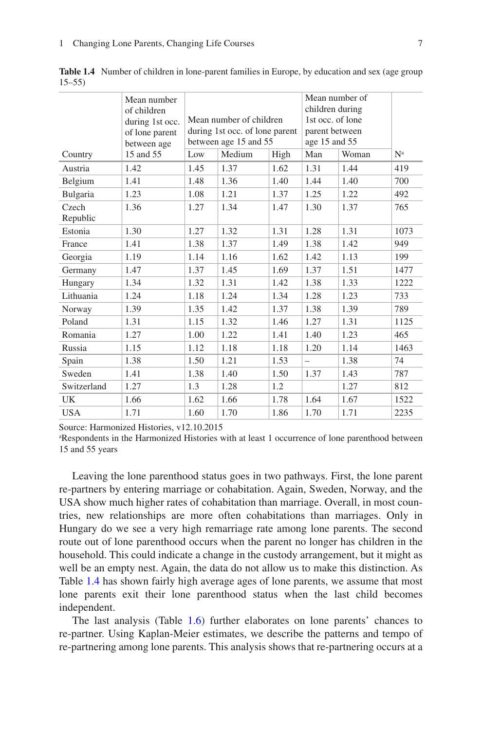**Table 1.4** Number of children in lone-parent families in Europe, by education and sex (age group 15–55)

| Country | Mean number of children during 1st occ. of lone parent between age 15 and 55 | Mean number of children during 1st occ. of lone parent between age 15 and 55 | | | Mean number of children during 1st occ. of lone parent between age 15 and 55 | | N[a] |
|---|---|---|---|---|---|---|---|
| | | Low | Medium | High | Man | Woman | |
| Austria | 1.42 | 1.45 | 1.37 | 1.62 | 1.31 | 1.44 | 419 |
| Belgium | 1.41 | 1.48 | 1.36 | 1.40 | 1.44 | 1.40 | 700 |
| Bulgaria | 1.23 | 1.08 | 1.21 | 1.37 | 1.25 | 1.22 | 492 |
| Czech Republic | 1.36 | 1.27 | 1.34 | 1.47 | 1.30 | 1.37 | 765 |
| Estonia | 1.30 | 1.27 | 1.32 | 1.31 | 1.28 | 1.31 | 1073 |
| France | 1.41 | 1.38 | 1.37 | 1.49 | 1.38 | 1.42 | 949 |
| Georgia | 1.19 | 1.14 | 1.16 | 1.62 | 1.42 | 1.13 | 199 |
| Germany | 1.47 | 1.37 | 1.45 | 1.69 | 1.37 | 1.51 | 1477 |
| Hungary | 1.34 | 1.32 | 1.31 | 1.42 | 1.38 | 1.33 | 1222 |
| Lithuania | 1.24 | 1.18 | 1.24 | 1.34 | 1.28 | 1.23 | 733 |
| Norway | 1.39 | 1.35 | 1.42 | 1.37 | 1.38 | 1.39 | 789 |
| Poland | 1.31 | 1.15 | 1.32 | 1.46 | 1.27 | 1.31 | 1125 |
| Romania | 1.27 | 1.00 | 1.22 | 1.41 | 1.40 | 1.23 | 465 |
| Russia | 1.15 | 1.12 | 1.18 | 1.18 | 1.20 | 1.14 | 1463 |
| Spain | 1.38 | 1.50 | 1.21 | 1.53 | – | 1.38 | 74 |
| Sweden | 1.41 | 1.38 | 1.40 | 1.50 | 1.37 | 1.43 | 787 |
| Switzerland | 1.27 | 1.3 | 1.28 | 1.2 | | 1.27 | 812 |
| UK | 1.66 | 1.62 | 1.66 | 1.78 | 1.64 | 1.67 | 1522 |
| USA | 1.71 | 1.60 | 1.70 | 1.86 | 1.70 | 1.71 | 2235 |

Source: Harmonized Histories, v12.10.2015

[a]Respondents in the Harmonized Histories with at least 1 occurrence of lone parenthood between 15 and 55 years

Leaving the lone parenthood status goes in two pathways. First, the lone parent re-partners by entering marriage or cohabitation. Again, Sweden, Norway, and the USA show much higher rates of cohabitation than marriage. Overall, in most countries, new relationships are more often cohabitations than marriages. Only in Hungary do we see a very high remarriage rate among lone parents. The second route out of lone parenthood occurs when the parent no longer has children in the household. This could indicate a change in the custody arrangement, but it might as well be an empty nest. Again, the data do not allow us to make this distinction. As Table 1.4 has shown fairly high average ages of lone parents, we assume that most lone parents exit their lone parenthood status when the last child becomes independent.

The last analysis (Table 1.6) further elaborates on lone parents' chances to re-partner. Using Kaplan-Meier estimates, we describe the patterns and tempo of re-partnering among lone parents. This analysis shows that re-partnering occurs at a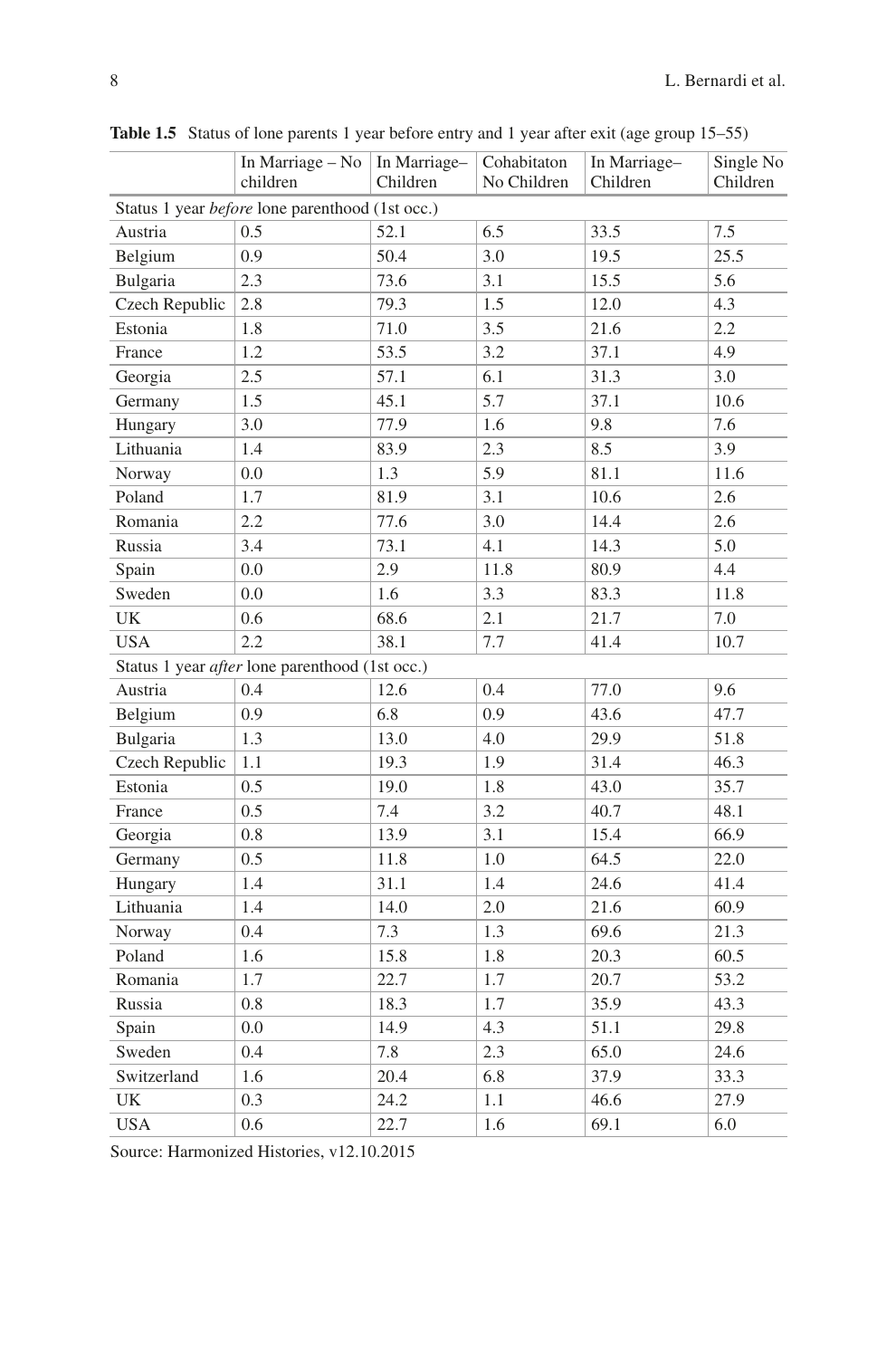**Table 1.5** Status of lone parents 1 year before entry and 1 year after exit (age group 15–55)

| | In Marriage – No children | In Marriage–Children | Cohabitaton No Children | In Marriage–Children | Single No Children |
|---|---|---|---|---|---|
| Status 1 year *before* lone parenthood (1st occ.) | | | | | |
| Austria | 0.5 | 52.1 | 6.5 | 33.5 | 7.5 |
| Belgium | 0.9 | 50.4 | 3.0 | 19.5 | 25.5 |
| Bulgaria | 2.3 | 73.6 | 3.1 | 15.5 | 5.6 |
| Czech Republic | 2.8 | 79.3 | 1.5 | 12.0 | 4.3 |
| Estonia | 1.8 | 71.0 | 3.5 | 21.6 | 2.2 |
| France | 1.2 | 53.5 | 3.2 | 37.1 | 4.9 |
| Georgia | 2.5 | 57.1 | 6.1 | 31.3 | 3.0 |
| Germany | 1.5 | 45.1 | 5.7 | 37.1 | 10.6 |
| Hungary | 3.0 | 77.9 | 1.6 | 9.8 | 7.6 |
| Lithuania | 1.4 | 83.9 | 2.3 | 8.5 | 3.9 |
| Norway | 0.0 | 1.3 | 5.9 | 81.1 | 11.6 |
| Poland | 1.7 | 81.9 | 3.1 | 10.6 | 2.6 |
| Romania | 2.2 | 77.6 | 3.0 | 14.4 | 2.6 |
| Russia | 3.4 | 73.1 | 4.1 | 14.3 | 5.0 |
| Spain | 0.0 | 2.9 | 11.8 | 80.9 | 4.4 |
| Sweden | 0.0 | 1.6 | 3.3 | 83.3 | 11.8 |
| UK | 0.6 | 68.6 | 2.1 | 21.7 | 7.0 |
| USA | 2.2 | 38.1 | 7.7 | 41.4 | 10.7 |
| Status 1 year *after* lone parenthood (1st occ.) | | | | | |
| Austria | 0.4 | 12.6 | 0.4 | 77.0 | 9.6 |
| Belgium | 0.9 | 6.8 | 0.9 | 43.6 | 47.7 |
| Bulgaria | 1.3 | 13.0 | 4.0 | 29.9 | 51.8 |
| Czech Republic | 1.1 | 19.3 | 1.9 | 31.4 | 46.3 |
| Estonia | 0.5 | 19.0 | 1.8 | 43.0 | 35.7 |
| France | 0.5 | 7.4 | 3.2 | 40.7 | 48.1 |
| Georgia | 0.8 | 13.9 | 3.1 | 15.4 | 66.9 |
| Germany | 0.5 | 11.8 | 1.0 | 64.5 | 22.0 |
| Hungary | 1.4 | 31.1 | 1.4 | 24.6 | 41.4 |
| Lithuania | 1.4 | 14.0 | 2.0 | 21.6 | 60.9 |
| Norway | 0.4 | 7.3 | 1.3 | 69.6 | 21.3 |
| Poland | 1.6 | 15.8 | 1.8 | 20.3 | 60.5 |
| Romania | 1.7 | 22.7 | 1.7 | 20.7 | 53.2 |
| Russia | 0.8 | 18.3 | 1.7 | 35.9 | 43.3 |
| Spain | 0.0 | 14.9 | 4.3 | 51.1 | 29.8 |
| Sweden | 0.4 | 7.8 | 2.3 | 65.0 | 24.6 |
| Switzerland | 1.6 | 20.4 | 6.8 | 37.9 | 33.3 |
| UK | 0.3 | 24.2 | 1.1 | 46.6 | 27.9 |
| USA | 0.6 | 22.7 | 1.6 | 69.1 | 6.0 |

Source: Harmonized Histories, v12.10.2015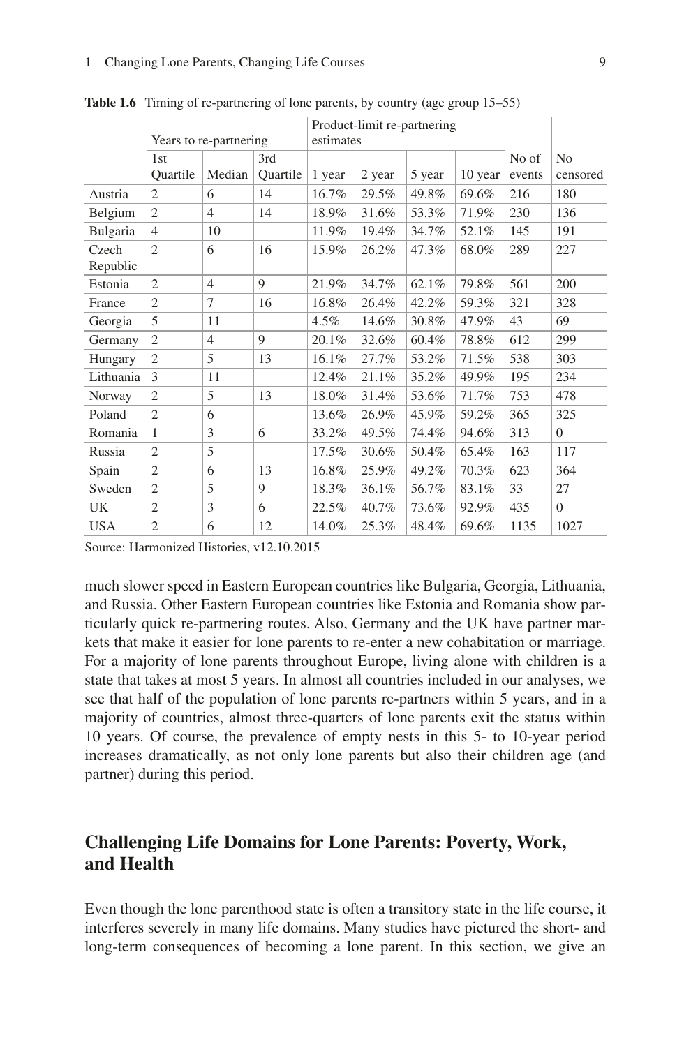**Table 1.6** Timing of re-partnering of lone parents, by country (age group 15–55)

| | Years to re-partnering | | | Product-limit re-partnering estimates | | | | | |
|---|---|---|---|---|---|---|---|---|---|
| | 1st Quartile | Median | 3rd Quartile | 1 year | 2 year | 5 year | 10 year | No of events | No censored |
| Austria | 2 | 6 | 14 | 16.7% | 29.5% | 49.8% | 69.6% | 216 | 180 |
| Belgium | 2 | 4 | 14 | 18.9% | 31.6% | 53.3% | 71.9% | 230 | 136 |
| Bulgaria | 4 | 10 | | 11.9% | 19.4% | 34.7% | 52.1% | 145 | 191 |
| Czech Republic | 2 | 6 | 16 | 15.9% | 26.2% | 47.3% | 68.0% | 289 | 227 |
| Estonia | 2 | 4 | 9 | 21.9% | 34.7% | 62.1% | 79.8% | 561 | 200 |
| France | 2 | 7 | 16 | 16.8% | 26.4% | 42.2% | 59.3% | 321 | 328 |
| Georgia | 5 | 11 | | 4.5% | 14.6% | 30.8% | 47.9% | 43 | 69 |
| Germany | 2 | 4 | 9 | 20.1% | 32.6% | 60.4% | 78.8% | 612 | 299 |
| Hungary | 2 | 5 | 13 | 16.1% | 27.7% | 53.2% | 71.5% | 538 | 303 |
| Lithuania | 3 | 11 | | 12.4% | 21.1% | 35.2% | 49.9% | 195 | 234 |
| Norway | 2 | 5 | 13 | 18.0% | 31.4% | 53.6% | 71.7% | 753 | 478 |
| Poland | 2 | 6 | | 13.6% | 26.9% | 45.9% | 59.2% | 365 | 325 |
| Romania | 1 | 3 | 6 | 33.2% | 49.5% | 74.4% | 94.6% | 313 | 0 |
| Russia | 2 | 5 | | 17.5% | 30.6% | 50.4% | 65.4% | 163 | 117 |
| Spain | 2 | 6 | 13 | 16.8% | 25.9% | 49.2% | 70.3% | 623 | 364 |
| Sweden | 2 | 5 | 9 | 18.3% | 36.1% | 56.7% | 83.1% | 33 | 27 |
| UK | 2 | 3 | 6 | 22.5% | 40.7% | 73.6% | 92.9% | 435 | 0 |
| USA | 2 | 6 | 12 | 14.0% | 25.3% | 48.4% | 69.6% | 1135 | 1027 |

Source: Harmonized Histories, v12.10.2015

much slower speed in Eastern European countries like Bulgaria, Georgia, Lithuania, and Russia. Other Eastern European countries like Estonia and Romania show particularly quick re-partnering routes. Also, Germany and the UK have partner markets that make it easier for lone parents to re-enter a new cohabitation or marriage. For a majority of lone parents throughout Europe, living alone with children is a state that takes at most 5 years. In almost all countries included in our analyses, we see that half of the population of lone parents re-partners within 5 years, and in a majority of countries, almost three-quarters of lone parents exit the status within 10 years. Of course, the prevalence of empty nests in this 5- to 10-year period increases dramatically, as not only lone parents but also their children age (and partner) during this period.

## Challenging Life Domains for Lone Parents: Poverty, Work, and Health

Even though the lone parenthood state is often a transitory state in the life course, it interferes severely in many life domains. Many studies have pictured the short- and long-term consequences of becoming a lone parent. In this section, we give an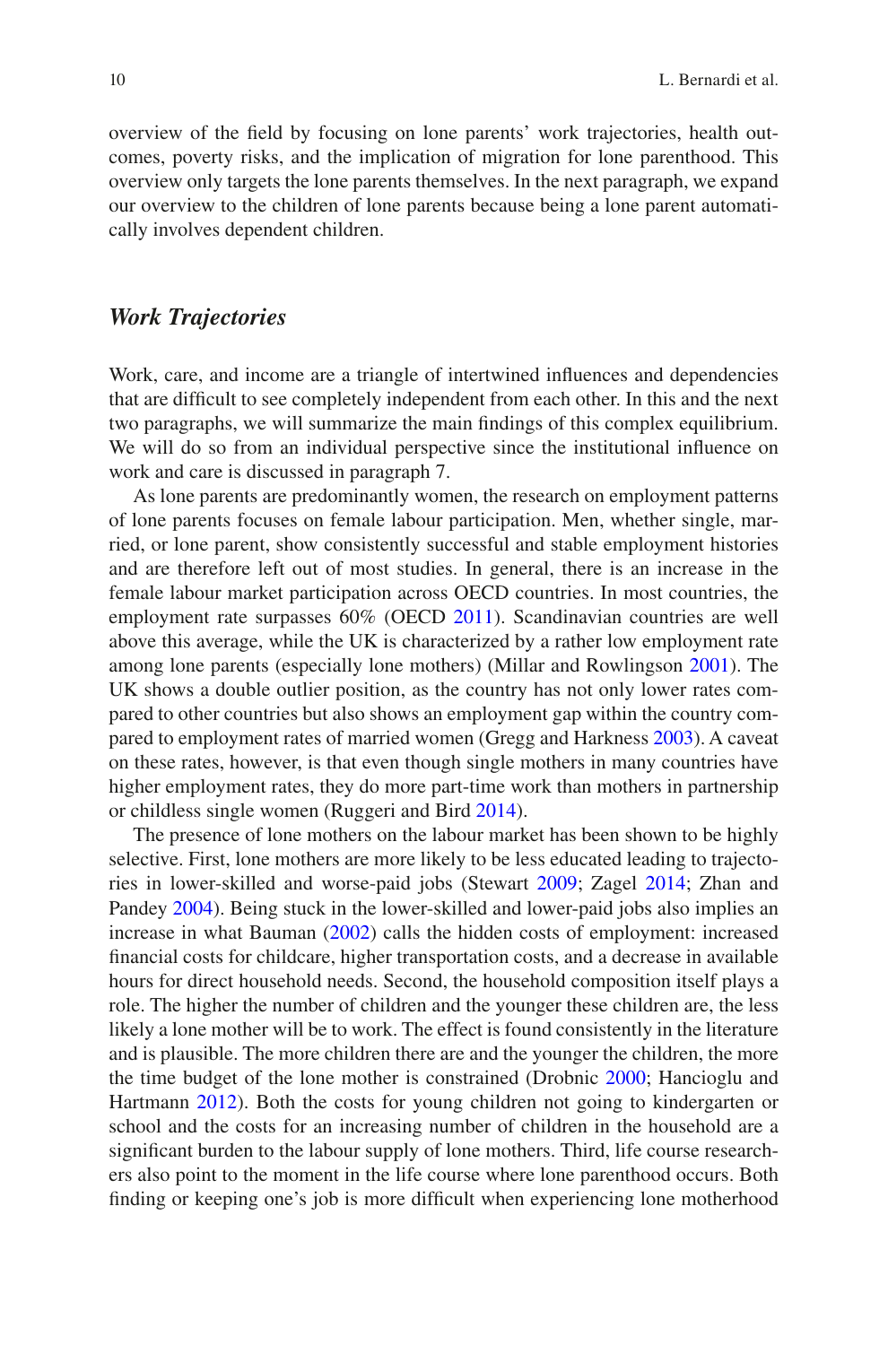overview of the field by focusing on lone parents' work trajectories, health outcomes, poverty risks, and the implication of migration for lone parenthood. This overview only targets the lone parents themselves. In the next paragraph, we expand our overview to the children of lone parents because being a lone parent automatically involves dependent children.

### *Work Trajectories*

Work, care, and income are a triangle of intertwined influences and dependencies that are difficult to see completely independent from each other. In this and the next two paragraphs, we will summarize the main findings of this complex equilibrium. We will do so from an individual perspective since the institutional influence on work and care is discussed in paragraph 7.

As lone parents are predominantly women, the research on employment patterns of lone parents focuses on female labour participation. Men, whether single, married, or lone parent, show consistently successful and stable employment histories and are therefore left out of most studies. In general, there is an increase in the female labour market participation across OECD countries. In most countries, the employment rate surpasses 60% (OECD 2011). Scandinavian countries are well above this average, while the UK is characterized by a rather low employment rate among lone parents (especially lone mothers) (Millar and Rowlingson 2001). The UK shows a double outlier position, as the country has not only lower rates compared to other countries but also shows an employment gap within the country compared to employment rates of married women (Gregg and Harkness 2003). A caveat on these rates, however, is that even though single mothers in many countries have higher employment rates, they do more part-time work than mothers in partnership or childless single women (Ruggeri and Bird 2014).

The presence of lone mothers on the labour market has been shown to be highly selective. First, lone mothers are more likely to be less educated leading to trajectories in lower-skilled and worse-paid jobs (Stewart 2009; Zagel 2014; Zhan and Pandey 2004). Being stuck in the lower-skilled and lower-paid jobs also implies an increase in what Bauman (2002) calls the hidden costs of employment: increased financial costs for childcare, higher transportation costs, and a decrease in available hours for direct household needs. Second, the household composition itself plays a role. The higher the number of children and the younger these children are, the less likely a lone mother will be to work. The effect is found consistently in the literature and is plausible. The more children there are and the younger the children, the more the time budget of the lone mother is constrained (Drobnic 2000; Hancioglu and Hartmann 2012). Both the costs for young children not going to kindergarten or school and the costs for an increasing number of children in the household are a significant burden to the labour supply of lone mothers. Third, life course researchers also point to the moment in the life course where lone parenthood occurs. Both finding or keeping one's job is more difficult when experiencing lone motherhood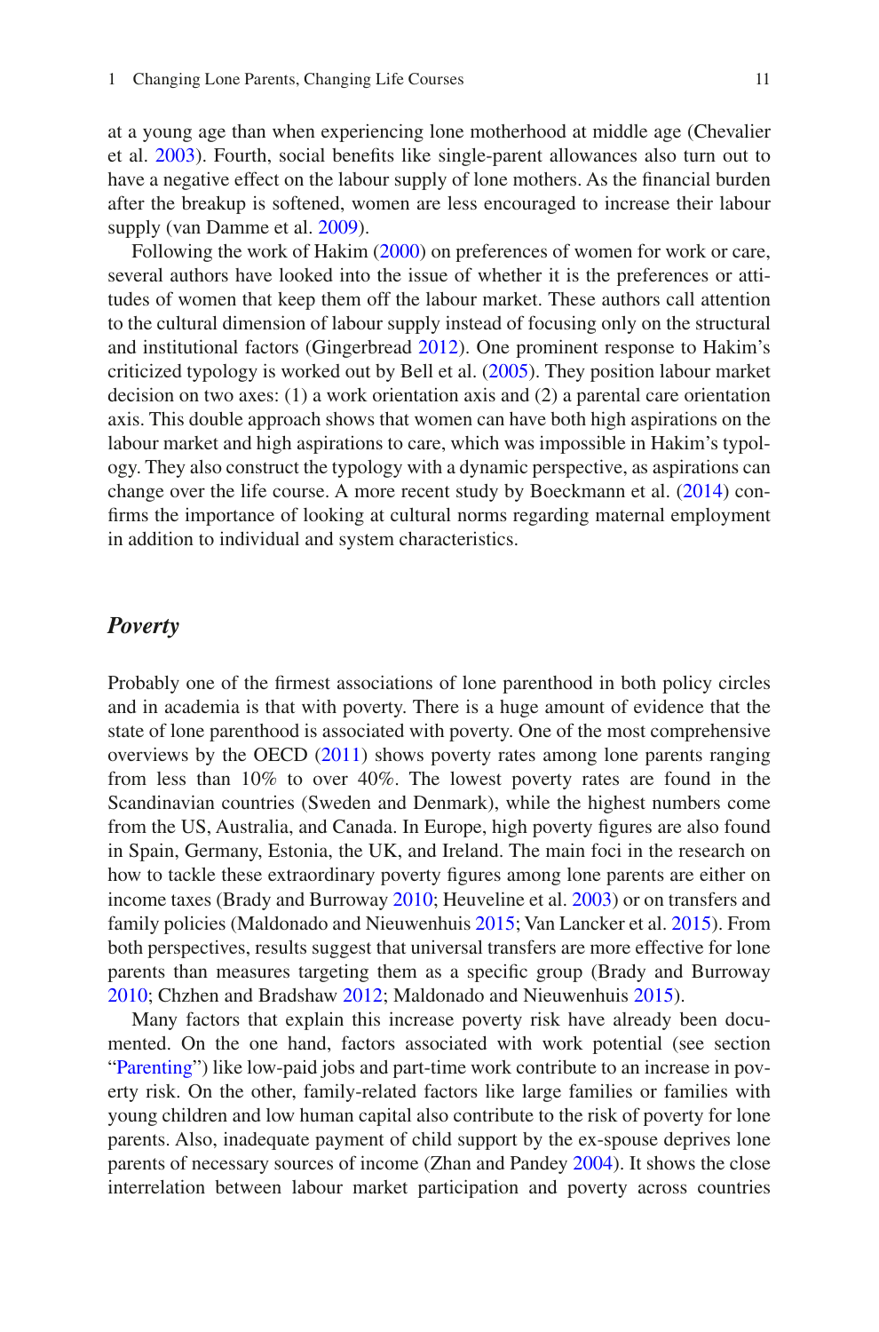at a young age than when experiencing lone motherhood at middle age (Chevalier et al. 2003). Fourth, social benefits like single-parent allowances also turn out to have a negative effect on the labour supply of lone mothers. As the financial burden after the breakup is softened, women are less encouraged to increase their labour supply (van Damme et al. 2009).

Following the work of Hakim (2000) on preferences of women for work or care, several authors have looked into the issue of whether it is the preferences or attitudes of women that keep them off the labour market. These authors call attention to the cultural dimension of labour supply instead of focusing only on the structural and institutional factors (Gingerbread 2012). One prominent response to Hakim's criticized typology is worked out by Bell et al. (2005). They position labour market decision on two axes: (1) a work orientation axis and (2) a parental care orientation axis. This double approach shows that women can have both high aspirations on the labour market and high aspirations to care, which was impossible in Hakim's typology. They also construct the typology with a dynamic perspective, as aspirations can change over the life course. A more recent study by Boeckmann et al. (2014) confirms the importance of looking at cultural norms regarding maternal employment in addition to individual and system characteristics.

### *Poverty*

Probably one of the firmest associations of lone parenthood in both policy circles and in academia is that with poverty. There is a huge amount of evidence that the state of lone parenthood is associated with poverty. One of the most comprehensive overviews by the OECD (2011) shows poverty rates among lone parents ranging from less than 10% to over 40%. The lowest poverty rates are found in the Scandinavian countries (Sweden and Denmark), while the highest numbers come from the US, Australia, and Canada. In Europe, high poverty figures are also found in Spain, Germany, Estonia, the UK, and Ireland. The main foci in the research on how to tackle these extraordinary poverty figures among lone parents are either on income taxes (Brady and Burroway 2010; Heuveline et al. 2003) or on transfers and family policies (Maldonado and Nieuwenhuis 2015; Van Lancker et al. 2015). From both perspectives, results suggest that universal transfers are more effective for lone parents than measures targeting them as a specific group (Brady and Burroway 2010; Chzhen and Bradshaw 2012; Maldonado and Nieuwenhuis 2015).

Many factors that explain this increase poverty risk have already been documented. On the one hand, factors associated with work potential (see section "Parenting") like low-paid jobs and part-time work contribute to an increase in poverty risk. On the other, family-related factors like large families or families with young children and low human capital also contribute to the risk of poverty for lone parents. Also, inadequate payment of child support by the ex-spouse deprives lone parents of necessary sources of income (Zhan and Pandey 2004). It shows the close interrelation between labour market participation and poverty across countries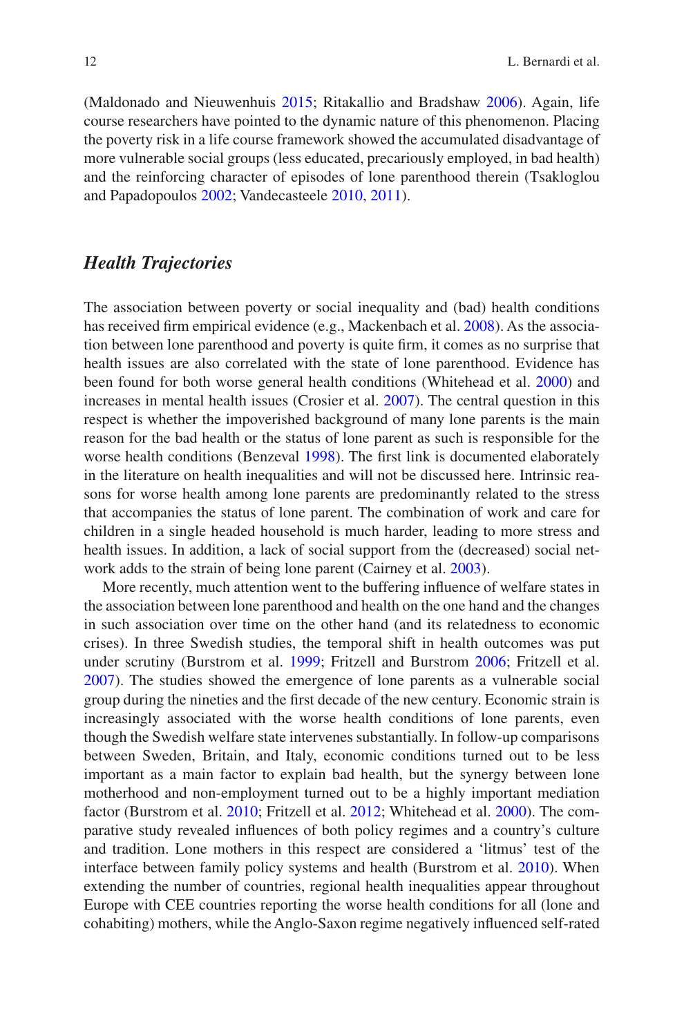(Maldonado and Nieuwenhuis 2015; Ritakallio and Bradshaw 2006). Again, life course researchers have pointed to the dynamic nature of this phenomenon. Placing the poverty risk in a life course framework showed the accumulated disadvantage of more vulnerable social groups (less educated, precariously employed, in bad health) and the reinforcing character of episodes of lone parenthood therein (Tsakloglou and Papadopoulos 2002; Vandecasteele 2010, 2011).

### *Health Trajectories*

The association between poverty or social inequality and (bad) health conditions has received firm empirical evidence (e.g., Mackenbach et al. 2008). As the association between lone parenthood and poverty is quite firm, it comes as no surprise that health issues are also correlated with the state of lone parenthood. Evidence has been found for both worse general health conditions (Whitehead et al. 2000) and increases in mental health issues (Crosier et al. 2007). The central question in this respect is whether the impoverished background of many lone parents is the main reason for the bad health or the status of lone parent as such is responsible for the worse health conditions (Benzeval 1998). The first link is documented elaborately in the literature on health inequalities and will not be discussed here. Intrinsic reasons for worse health among lone parents are predominantly related to the stress that accompanies the status of lone parent. The combination of work and care for children in a single headed household is much harder, leading to more stress and health issues. In addition, a lack of social support from the (decreased) social network adds to the strain of being lone parent (Cairney et al. 2003).

More recently, much attention went to the buffering influence of welfare states in the association between lone parenthood and health on the one hand and the changes in such association over time on the other hand (and its relatedness to economic crises). In three Swedish studies, the temporal shift in health outcomes was put under scrutiny (Burstrom et al. 1999; Fritzell and Burstrom 2006; Fritzell et al. 2007). The studies showed the emergence of lone parents as a vulnerable social group during the nineties and the first decade of the new century. Economic strain is increasingly associated with the worse health conditions of lone parents, even though the Swedish welfare state intervenes substantially. In follow-up comparisons between Sweden, Britain, and Italy, economic conditions turned out to be less important as a main factor to explain bad health, but the synergy between lone motherhood and non-employment turned out to be a highly important mediation factor (Burstrom et al. 2010; Fritzell et al. 2012; Whitehead et al. 2000). The comparative study revealed influences of both policy regimes and a country's culture and tradition. Lone mothers in this respect are considered a 'litmus' test of the interface between family policy systems and health (Burstrom et al. 2010). When extending the number of countries, regional health inequalities appear throughout Europe with CEE countries reporting the worse health conditions for all (lone and cohabiting) mothers, while the Anglo-Saxon regime negatively influenced self-rated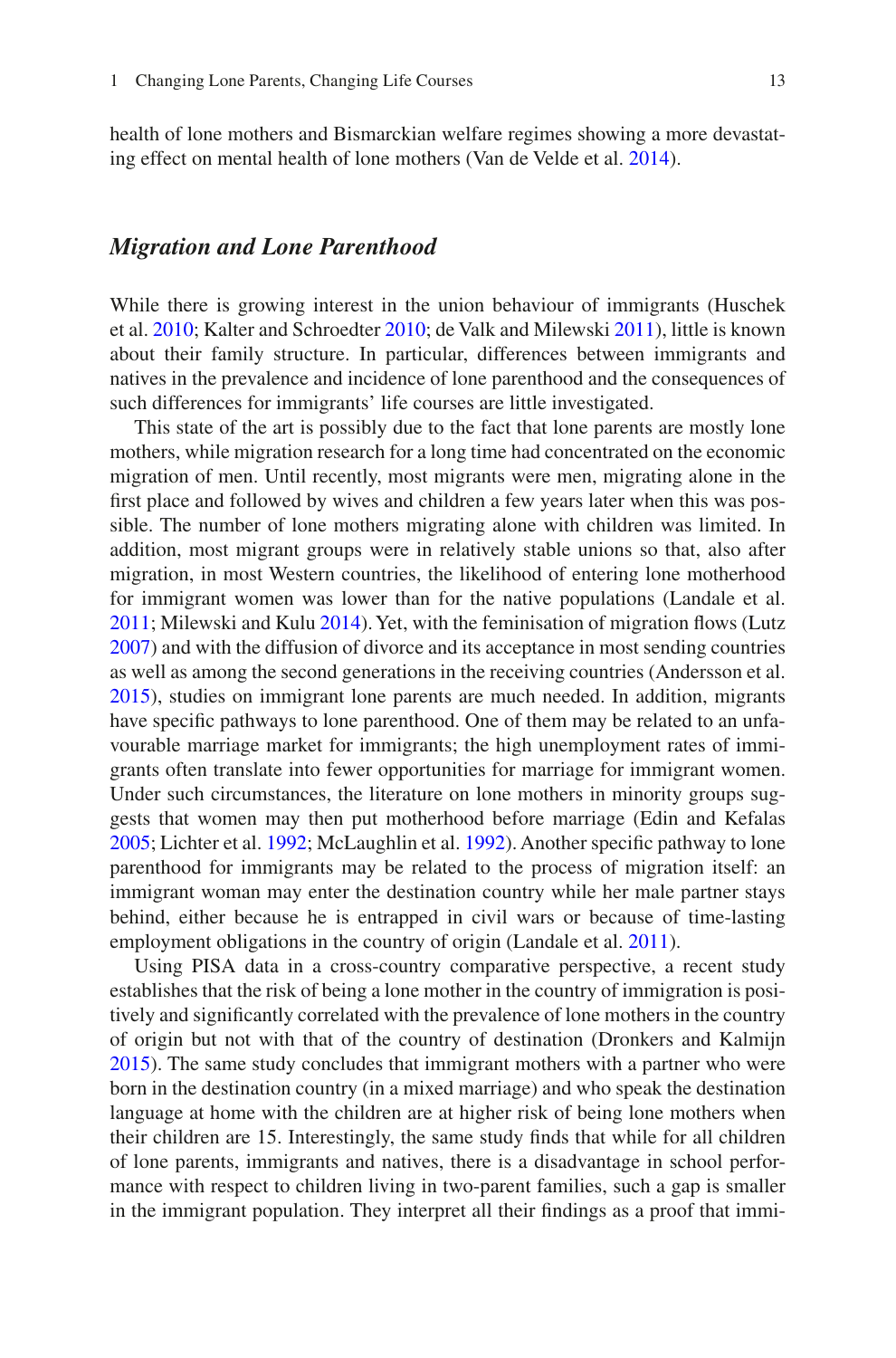health of lone mothers and Bismarckian welfare regimes showing a more devastating effect on mental health of lone mothers (Van de Velde et al. 2014).

### *Migration and Lone Parenthood*

While there is growing interest in the union behaviour of immigrants (Huschek et al. 2010; Kalter and Schroedter 2010; de Valk and Milewski 2011), little is known about their family structure. In particular, differences between immigrants and natives in the prevalence and incidence of lone parenthood and the consequences of such differences for immigrants' life courses are little investigated.

This state of the art is possibly due to the fact that lone parents are mostly lone mothers, while migration research for a long time had concentrated on the economic migration of men. Until recently, most migrants were men, migrating alone in the first place and followed by wives and children a few years later when this was possible. The number of lone mothers migrating alone with children was limited. In addition, most migrant groups were in relatively stable unions so that, also after migration, in most Western countries, the likelihood of entering lone motherhood for immigrant women was lower than for the native populations (Landale et al. 2011; Milewski and Kulu 2014). Yet, with the feminisation of migration flows (Lutz 2007) and with the diffusion of divorce and its acceptance in most sending countries as well as among the second generations in the receiving countries (Andersson et al. 2015), studies on immigrant lone parents are much needed. In addition, migrants have specific pathways to lone parenthood. One of them may be related to an unfavourable marriage market for immigrants; the high unemployment rates of immigrants often translate into fewer opportunities for marriage for immigrant women. Under such circumstances, the literature on lone mothers in minority groups suggests that women may then put motherhood before marriage (Edin and Kefalas 2005; Lichter et al. 1992; McLaughlin et al. 1992). Another specific pathway to lone parenthood for immigrants may be related to the process of migration itself: an immigrant woman may enter the destination country while her male partner stays behind, either because he is entrapped in civil wars or because of time-lasting employment obligations in the country of origin (Landale et al. 2011).

Using PISA data in a cross-country comparative perspective, a recent study establishes that the risk of being a lone mother in the country of immigration is positively and significantly correlated with the prevalence of lone mothers in the country of origin but not with that of the country of destination (Dronkers and Kalmijn 2015). The same study concludes that immigrant mothers with a partner who were born in the destination country (in a mixed marriage) and who speak the destination language at home with the children are at higher risk of being lone mothers when their children are 15. Interestingly, the same study finds that while for all children of lone parents, immigrants and natives, there is a disadvantage in school performance with respect to children living in two-parent families, such a gap is smaller in the immigrant population. They interpret all their findings as a proof that immi-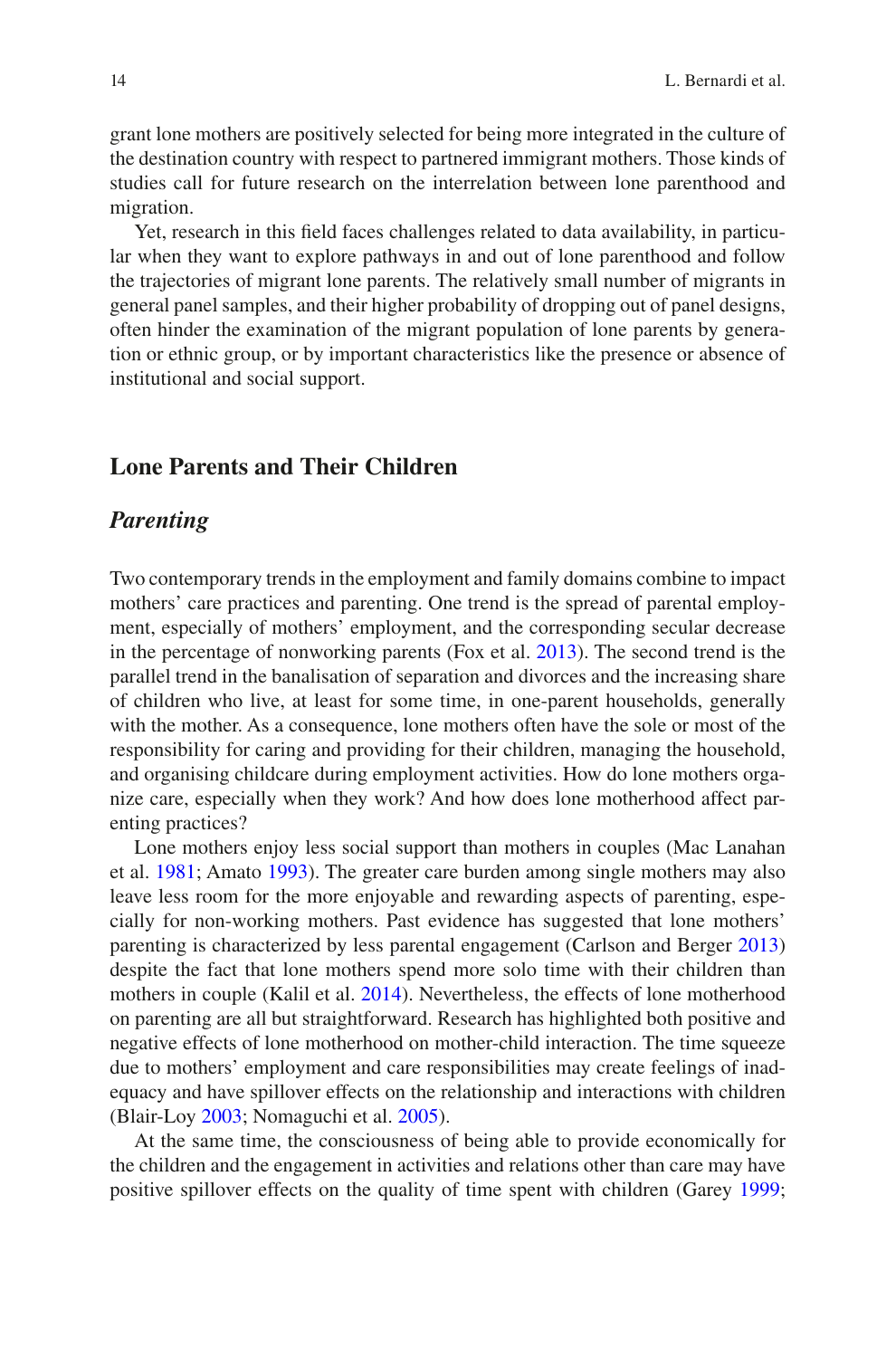grant lone mothers are positively selected for being more integrated in the culture of the destination country with respect to partnered immigrant mothers. Those kinds of studies call for future research on the interrelation between lone parenthood and migration.

Yet, research in this field faces challenges related to data availability, in particular when they want to explore pathways in and out of lone parenthood and follow the trajectories of migrant lone parents. The relatively small number of migrants in general panel samples, and their higher probability of dropping out of panel designs, often hinder the examination of the migrant population of lone parents by generation or ethnic group, or by important characteristics like the presence or absence of institutional and social support.

## Lone Parents and Their Children

### *Parenting*

Two contemporary trends in the employment and family domains combine to impact mothers' care practices and parenting. One trend is the spread of parental employment, especially of mothers' employment, and the corresponding secular decrease in the percentage of nonworking parents (Fox et al. 2013). The second trend is the parallel trend in the banalisation of separation and divorces and the increasing share of children who live, at least for some time, in one-parent households, generally with the mother. As a consequence, lone mothers often have the sole or most of the responsibility for caring and providing for their children, managing the household, and organising childcare during employment activities. How do lone mothers organize care, especially when they work? And how does lone motherhood affect parenting practices?

Lone mothers enjoy less social support than mothers in couples (Mac Lanahan et al. 1981; Amato 1993). The greater care burden among single mothers may also leave less room for the more enjoyable and rewarding aspects of parenting, especially for non-working mothers. Past evidence has suggested that lone mothers' parenting is characterized by less parental engagement (Carlson and Berger 2013) despite the fact that lone mothers spend more solo time with their children than mothers in couple (Kalil et al. 2014). Nevertheless, the effects of lone motherhood on parenting are all but straightforward. Research has highlighted both positive and negative effects of lone motherhood on mother-child interaction. The time squeeze due to mothers' employment and care responsibilities may create feelings of inadequacy and have spillover effects on the relationship and interactions with children (Blair-Loy 2003; Nomaguchi et al. 2005).

At the same time, the consciousness of being able to provide economically for the children and the engagement in activities and relations other than care may have positive spillover effects on the quality of time spent with children (Garey 1999;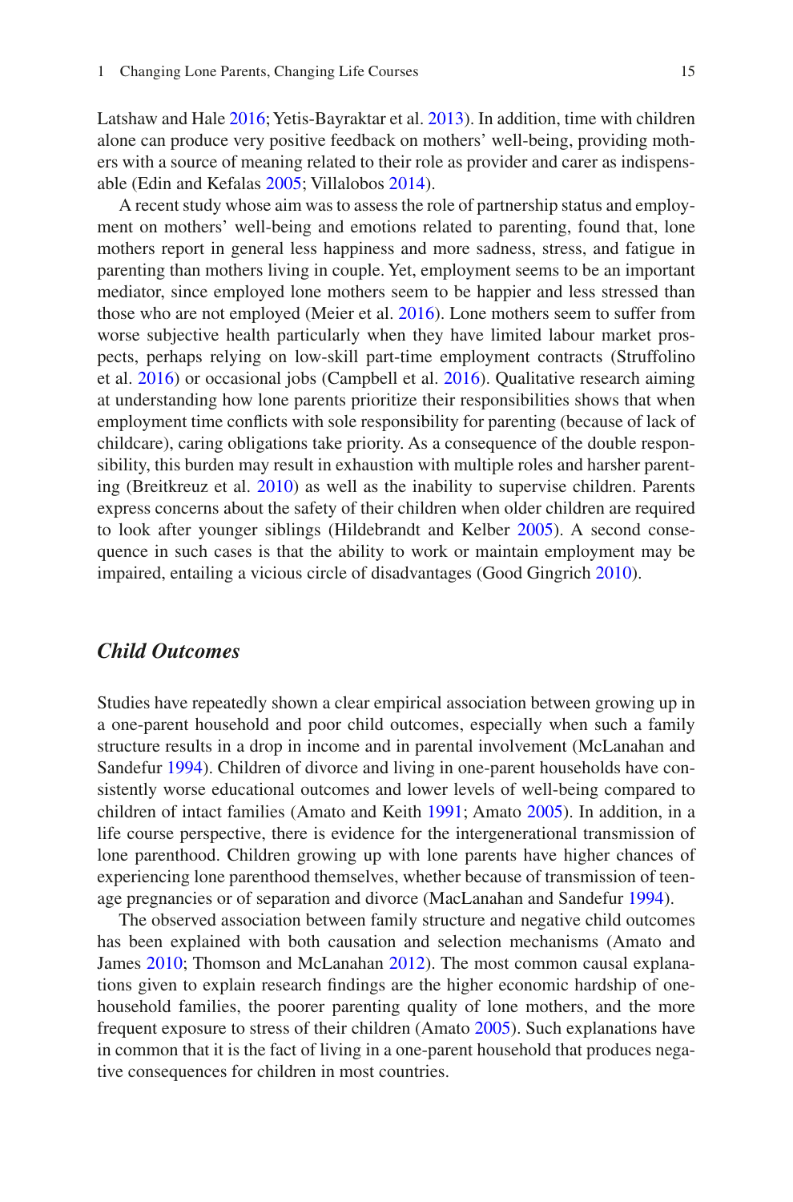Latshaw and Hale 2016; Yetis-Bayraktar et al. 2013). In addition, time with children alone can produce very positive feedback on mothers' well-being, providing mothers with a source of meaning related to their role as provider and carer as indispensable (Edin and Kefalas 2005; Villalobos 2014).

A recent study whose aim was to assess the role of partnership status and employment on mothers' well-being and emotions related to parenting, found that, lone mothers report in general less happiness and more sadness, stress, and fatigue in parenting than mothers living in couple. Yet, employment seems to be an important mediator, since employed lone mothers seem to be happier and less stressed than those who are not employed (Meier et al. 2016). Lone mothers seem to suffer from worse subjective health particularly when they have limited labour market prospects, perhaps relying on low-skill part-time employment contracts (Struffolino et al. 2016) or occasional jobs (Campbell et al. 2016). Qualitative research aiming at understanding how lone parents prioritize their responsibilities shows that when employment time conflicts with sole responsibility for parenting (because of lack of childcare), caring obligations take priority. As a consequence of the double responsibility, this burden may result in exhaustion with multiple roles and harsher parenting (Breitkreuz et al. 2010) as well as the inability to supervise children. Parents express concerns about the safety of their children when older children are required to look after younger siblings (Hildebrandt and Kelber 2005). A second consequence in such cases is that the ability to work or maintain employment may be impaired, entailing a vicious circle of disadvantages (Good Gingrich 2010).

### *Child Outcomes*

Studies have repeatedly shown a clear empirical association between growing up in a one-parent household and poor child outcomes, especially when such a family structure results in a drop in income and in parental involvement (McLanahan and Sandefur 1994). Children of divorce and living in one-parent households have consistently worse educational outcomes and lower levels of well-being compared to children of intact families (Amato and Keith 1991; Amato 2005). In addition, in a life course perspective, there is evidence for the intergenerational transmission of lone parenthood. Children growing up with lone parents have higher chances of experiencing lone parenthood themselves, whether because of transmission of teenage pregnancies or of separation and divorce (MacLanahan and Sandefur 1994).

The observed association between family structure and negative child outcomes has been explained with both causation and selection mechanisms (Amato and James 2010; Thomson and McLanahan 2012). The most common causal explanations given to explain research findings are the higher economic hardship of one-household families, the poorer parenting quality of lone mothers, and the more frequent exposure to stress of their children (Amato 2005). Such explanations have in common that it is the fact of living in a one-parent household that produces negative consequences for children in most countries.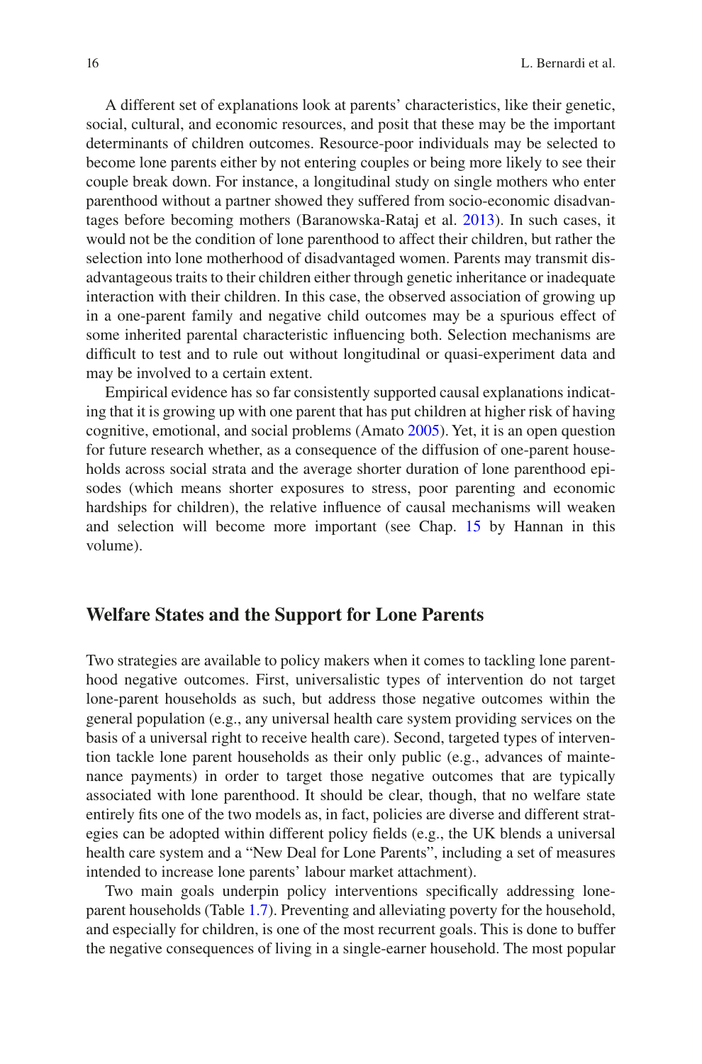A different set of explanations look at parents' characteristics, like their genetic, social, cultural, and economic resources, and posit that these may be the important determinants of children outcomes. Resource-poor individuals may be selected to become lone parents either by not entering couples or being more likely to see their couple break down. For instance, a longitudinal study on single mothers who enter parenthood without a partner showed they suffered from socio-economic disadvantages before becoming mothers (Baranowska-Rataj et al. 2013). In such cases, it would not be the condition of lone parenthood to affect their children, but rather the selection into lone motherhood of disadvantaged women. Parents may transmit disadvantageous traits to their children either through genetic inheritance or inadequate interaction with their children. In this case, the observed association of growing up in a one-parent family and negative child outcomes may be a spurious effect of some inherited parental characteristic influencing both. Selection mechanisms are difficult to test and to rule out without longitudinal or quasi-experiment data and may be involved to a certain extent.

Empirical evidence has so far consistently supported causal explanations indicating that it is growing up with one parent that has put children at higher risk of having cognitive, emotional, and social problems (Amato 2005). Yet, it is an open question for future research whether, as a consequence of the diffusion of one-parent households across social strata and the average shorter duration of lone parenthood episodes (which means shorter exposures to stress, poor parenting and economic hardships for children), the relative influence of causal mechanisms will weaken and selection will become more important (see Chap. 15 by Hannan in this volume).

## Welfare States and the Support for Lone Parents

Two strategies are available to policy makers when it comes to tackling lone parenthood negative outcomes. First, universalistic types of intervention do not target lone-parent households as such, but address those negative outcomes within the general population (e.g., any universal health care system providing services on the basis of a universal right to receive health care). Second, targeted types of intervention tackle lone parent households as their only public (e.g., advances of maintenance payments) in order to target those negative outcomes that are typically associated with lone parenthood. It should be clear, though, that no welfare state entirely fits one of the two models as, in fact, policies are diverse and different strategies can be adopted within different policy fields (e.g., the UK blends a universal health care system and a "New Deal for Lone Parents", including a set of measures intended to increase lone parents' labour market attachment).

Two main goals underpin policy interventions specifically addressing lone-parent households (Table 1.7). Preventing and alleviating poverty for the household, and especially for children, is one of the most recurrent goals. This is done to buffer the negative consequences of living in a single-earner household. The most popular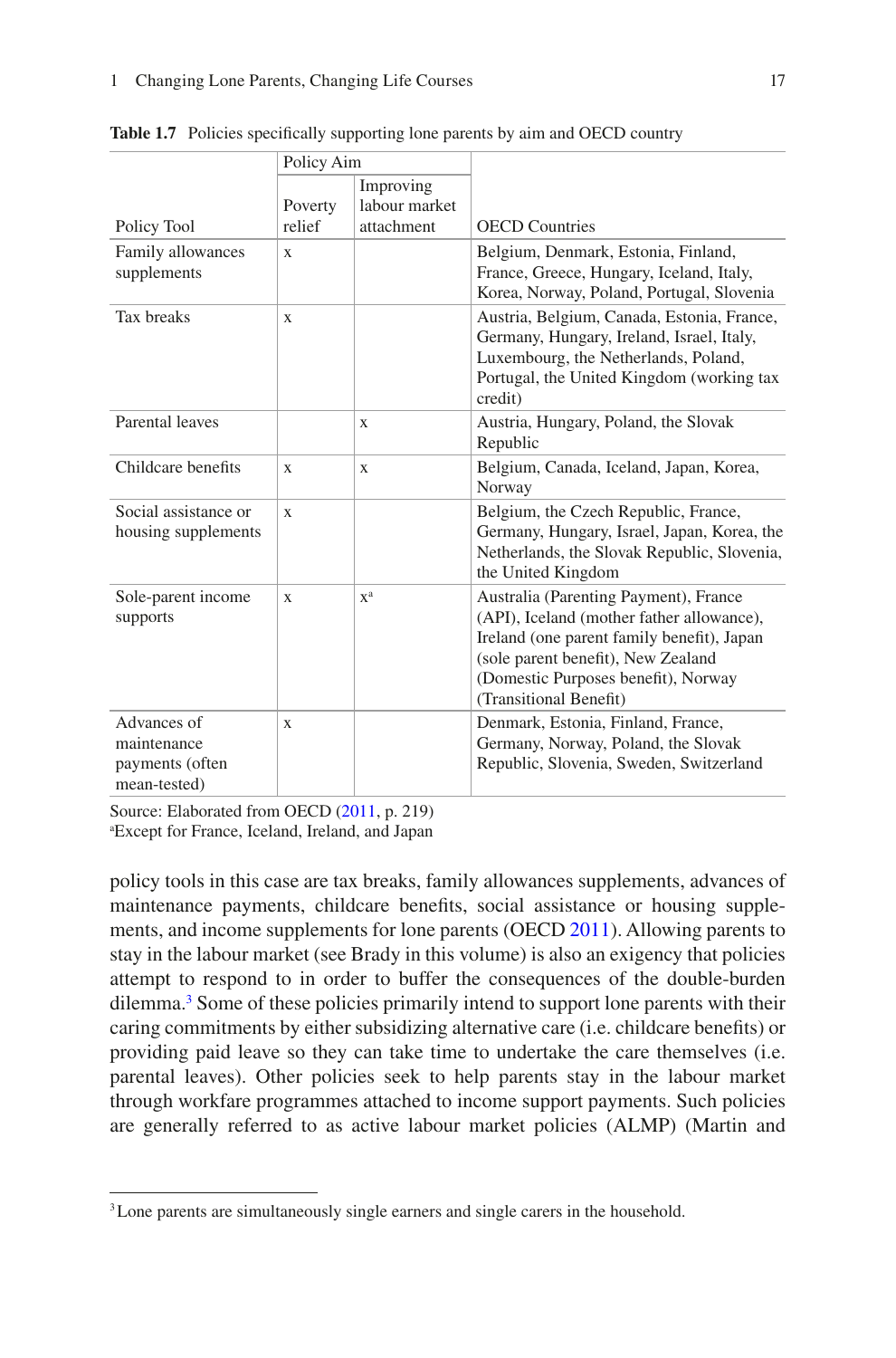**Table 1.7** Policies specifically supporting lone parents by aim and OECD country

| Policy Tool | Policy Aim | | OECD Countries |
|---|---|---|---|
| | Poverty relief | Improving labour market attachment | |
| Family allowances supplements | x | | Belgium, Denmark, Estonia, Finland, France, Greece, Hungary, Iceland, Italy, Korea, Norway, Poland, Portugal, Slovenia |
| Tax breaks | x | | Austria, Belgium, Canada, Estonia, France, Germany, Hungary, Ireland, Israel, Italy, Luxembourg, the Netherlands, Poland, Portugal, the United Kingdom (working tax credit) |
| Parental leaves | | x | Austria, Hungary, Poland, the Slovak Republic |
| Childcare benefits | x | x | Belgium, Canada, Iceland, Japan, Korea, Norway |
| Social assistance or housing supplements | x | | Belgium, the Czech Republic, France, Germany, Hungary, Israel, Japan, Korea, the Netherlands, the Slovak Republic, Slovenia, the United Kingdom |
| Sole-parent income supports | x | x[a] | Australia (Parenting Payment), France (API), Iceland (mother father allowance), Ireland (one parent family benefit), Japan (sole parent benefit), New Zealand (Domestic Purposes benefit), Norway (Transitional Benefit) |
| Advances of maintenance payments (often mean-tested) | x | | Denmark, Estonia, Finland, France, Germany, Norway, Poland, the Slovak Republic, Slovenia, Sweden, Switzerland |

Source: Elaborated from OECD (2011, p. 219)
[a]Except for France, Iceland, Ireland, and Japan

policy tools in this case are tax breaks, family allowances supplements, advances of maintenance payments, childcare benefits, social assistance or housing supplements, and income supplements for lone parents (OECD 2011). Allowing parents to stay in the labour market (see Brady in this volume) is also an exigency that policies attempt to respond to in order to buffer the consequences of the double-burden dilemma.[3] Some of these policies primarily intend to support lone parents with their caring commitments by either subsidizing alternative care (i.e. childcare benefits) or providing paid leave so they can take time to undertake the care themselves (i.e. parental leaves). Other policies seek to help parents stay in the labour market through workfare programmes attached to income support payments. Such policies are generally referred to as active labour market policies (ALMP) (Martin and

[3]Lone parents are simultaneously single earners and single carers in the household.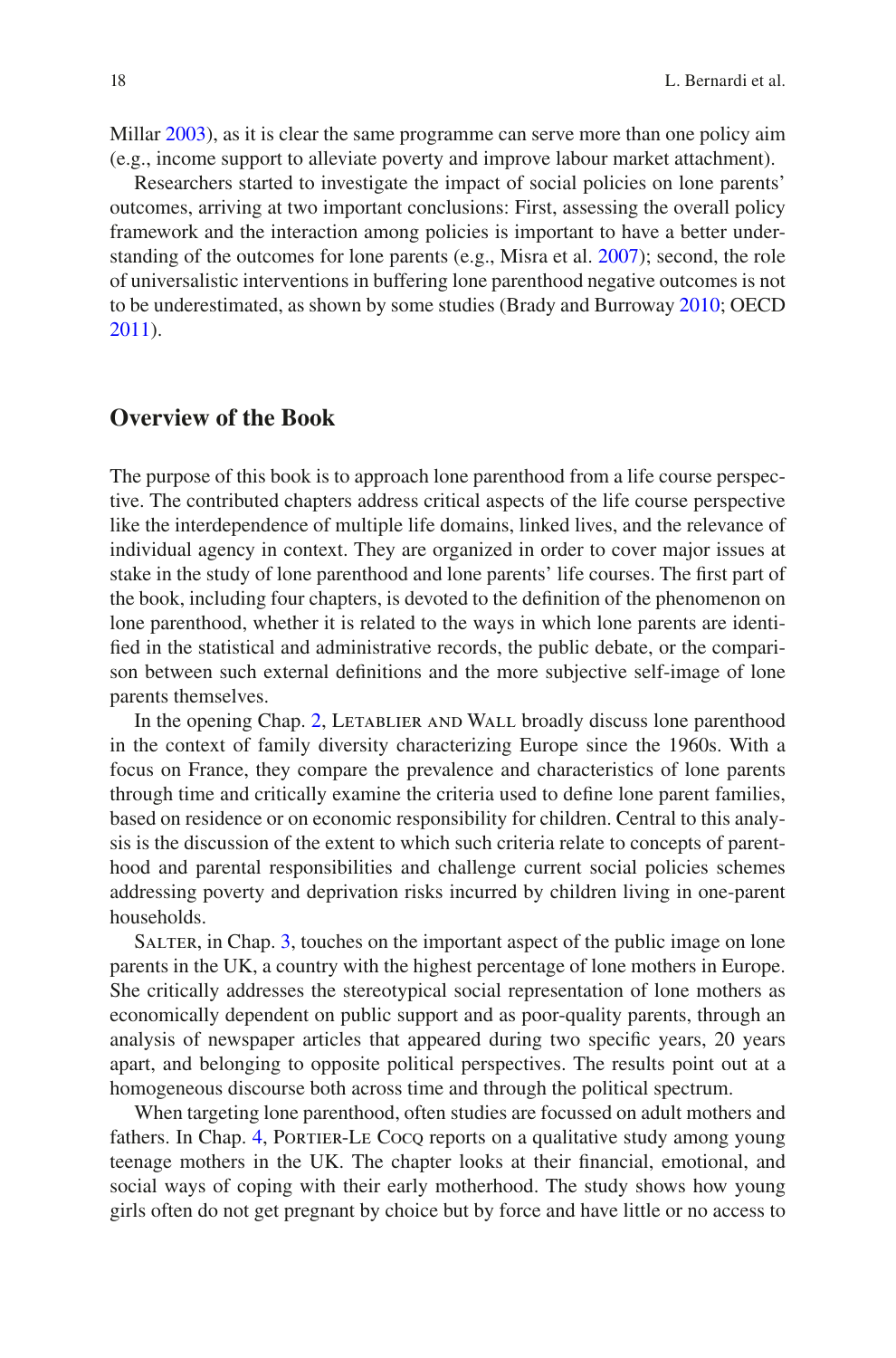Millar 2003), as it is clear the same programme can serve more than one policy aim (e.g., income support to alleviate poverty and improve labour market attachment).

Researchers started to investigate the impact of social policies on lone parents' outcomes, arriving at two important conclusions: First, assessing the overall policy framework and the interaction among policies is important to have a better understanding of the outcomes for lone parents (e.g., Misra et al. 2007); second, the role of universalistic interventions in buffering lone parenthood negative outcomes is not to be underestimated, as shown by some studies (Brady and Burroway 2010; OECD 2011).

## Overview of the Book

The purpose of this book is to approach lone parenthood from a life course perspective. The contributed chapters address critical aspects of the life course perspective like the interdependence of multiple life domains, linked lives, and the relevance of individual agency in context. They are organized in order to cover major issues at stake in the study of lone parenthood and lone parents' life courses. The first part of the book, including four chapters, is devoted to the definition of the phenomenon on lone parenthood, whether it is related to the ways in which lone parents are identified in the statistical and administrative records, the public debate, or the comparison between such external definitions and the more subjective self-image of lone parents themselves.

In the opening Chap. 2, Letablier and Wall broadly discuss lone parenthood in the context of family diversity characterizing Europe since the 1960s. With a focus on France, they compare the prevalence and characteristics of lone parents through time and critically examine the criteria used to define lone parent families, based on residence or on economic responsibility for children. Central to this analysis is the discussion of the extent to which such criteria relate to concepts of parenthood and parental responsibilities and challenge current social policies schemes addressing poverty and deprivation risks incurred by children living in one-parent households.

Salter, in Chap. 3, touches on the important aspect of the public image on lone parents in the UK, a country with the highest percentage of lone mothers in Europe. She critically addresses the stereotypical social representation of lone mothers as economically dependent on public support and as poor-quality parents, through an analysis of newspaper articles that appeared during two specific years, 20 years apart, and belonging to opposite political perspectives. The results point out at a homogeneous discourse both across time and through the political spectrum.

When targeting lone parenthood, often studies are focussed on adult mothers and fathers. In Chap. 4, Portier-Le Cocq reports on a qualitative study among young teenage mothers in the UK. The chapter looks at their financial, emotional, and social ways of coping with their early motherhood. The study shows how young girls often do not get pregnant by choice but by force and have little or no access to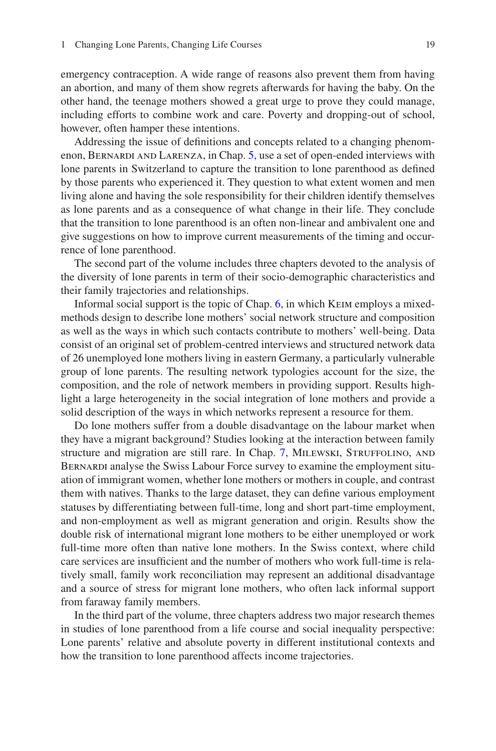emergency contraception. A wide range of reasons also prevent them from having an abortion, and many of them show regrets afterwards for having the baby. On the other hand, the teenage mothers showed a great urge to prove they could manage, including efforts to combine work and care. Poverty and dropping-out of school, however, often hamper these intentions.

Addressing the issue of definitions and concepts related to a changing phenomenon, Bernardi and Larenza, in Chap. 5, use a set of open-ended interviews with lone parents in Switzerland to capture the transition to lone parenthood as defined by those parents who experienced it. They question to what extent women and men living alone and having the sole responsibility for their children identify themselves as lone parents and as a consequence of what change in their life. They conclude that the transition to lone parenthood is an often non-linear and ambivalent one and give suggestions on how to improve current measurements of the timing and occurrence of lone parenthood.

The second part of the volume includes three chapters devoted to the analysis of the diversity of lone parents in term of their socio-demographic characteristics and their family trajectories and relationships.

Informal social support is the topic of Chap. 6, in which Keim employs a mixed-methods design to describe lone mothers' social network structure and composition as well as the ways in which such contacts contribute to mothers' well-being. Data consist of an original set of problem-centred interviews and structured network data of 26 unemployed lone mothers living in eastern Germany, a particularly vulnerable group of lone parents. The resulting network typologies account for the size, the composition, and the role of network members in providing support. Results highlight a large heterogeneity in the social integration of lone mothers and provide a solid description of the ways in which networks represent a resource for them.

Do lone mothers suffer from a double disadvantage on the labour market when they have a migrant background? Studies looking at the interaction between family structure and migration are still rare. In Chap. 7, Milewski, Struffolino, and Bernardi analyse the Swiss Labour Force survey to examine the employment situation of immigrant women, whether lone mothers or mothers in couple, and contrast them with natives. Thanks to the large dataset, they can define various employment statuses by differentiating between full-time, long and short part-time employment, and non-employment as well as migrant generation and origin. Results show the double risk of international migrant lone mothers to be either unemployed or work full-time more often than native lone mothers. In the Swiss context, where child care services are insufficient and the number of mothers who work full-time is relatively small, family work reconciliation may represent an additional disadvantage and a source of stress for migrant lone mothers, who often lack informal support from faraway family members.

In the third part of the volume, three chapters address two major research themes in studies of lone parenthood from a life course and social inequality perspective: Lone parents' relative and absolute poverty in different institutional contexts and how the transition to lone parenthood affects income trajectories.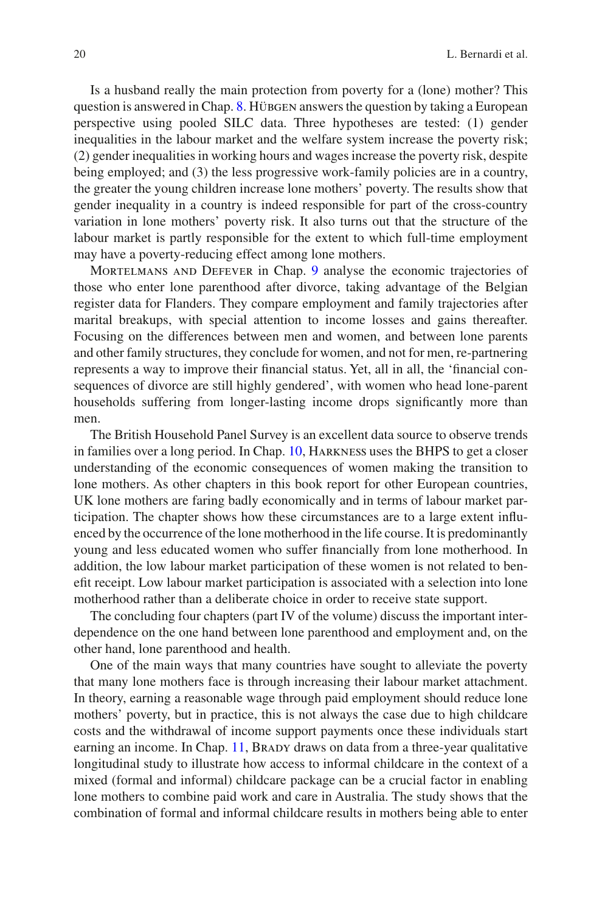Is a husband really the main protection from poverty for a (lone) mother? This question is answered in Chap. 8. Hübgen answers the question by taking a European perspective using pooled SILC data. Three hypotheses are tested: (1) gender inequalities in the labour market and the welfare system increase the poverty risk; (2) gender inequalities in working hours and wages increase the poverty risk, despite being employed; and (3) the less progressive work-family policies are in a country, the greater the young children increase lone mothers' poverty. The results show that gender inequality in a country is indeed responsible for part of the cross-country variation in lone mothers' poverty risk. It also turns out that the structure of the labour market is partly responsible for the extent to which full-time employment may have a poverty-reducing effect among lone mothers.

Mortelmans and Defever in Chap. 9 analyse the economic trajectories of those who enter lone parenthood after divorce, taking advantage of the Belgian register data for Flanders. They compare employment and family trajectories after marital breakups, with special attention to income losses and gains thereafter. Focusing on the differences between men and women, and between lone parents and other family structures, they conclude for women, and not for men, re-partnering represents a way to improve their financial status. Yet, all in all, the 'financial consequences of divorce are still highly gendered', with women who head lone-parent households suffering from longer-lasting income drops significantly more than men.

The British Household Panel Survey is an excellent data source to observe trends in families over a long period. In Chap. 10, Harkness uses the BHPS to get a closer understanding of the economic consequences of women making the transition to lone mothers. As other chapters in this book report for other European countries, UK lone mothers are faring badly economically and in terms of labour market participation. The chapter shows how these circumstances are to a large extent influenced by the occurrence of the lone motherhood in the life course. It is predominantly young and less educated women who suffer financially from lone motherhood. In addition, the low labour market participation of these women is not related to benefit receipt. Low labour market participation is associated with a selection into lone motherhood rather than a deliberate choice in order to receive state support.

The concluding four chapters (part IV of the volume) discuss the important interdependence on the one hand between lone parenthood and employment and, on the other hand, lone parenthood and health.

One of the main ways that many countries have sought to alleviate the poverty that many lone mothers face is through increasing their labour market attachment. In theory, earning a reasonable wage through paid employment should reduce lone mothers' poverty, but in practice, this is not always the case due to high childcare costs and the withdrawal of income support payments once these individuals start earning an income. In Chap. 11, Brady draws on data from a three-year qualitative longitudinal study to illustrate how access to informal childcare in the context of a mixed (formal and informal) childcare package can be a crucial factor in enabling lone mothers to combine paid work and care in Australia. The study shows that the combination of formal and informal childcare results in mothers being able to enter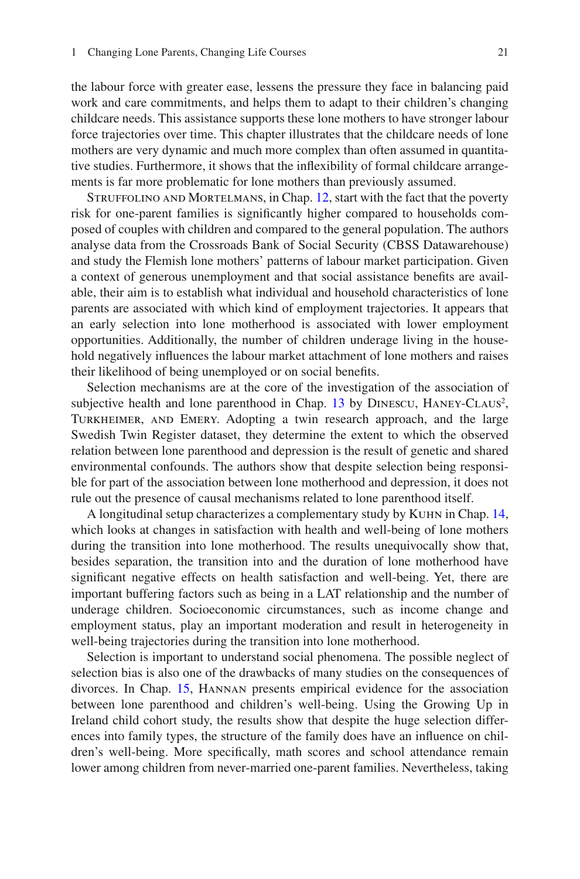the labour force with greater ease, lessens the pressure they face in balancing paid work and care commitments, and helps them to adapt to their children's changing childcare needs. This assistance supports these lone mothers to have stronger labour force trajectories over time. This chapter illustrates that the childcare needs of lone mothers are very dynamic and much more complex than often assumed in quantitative studies. Furthermore, it shows that the inflexibility of formal childcare arrangements is far more problematic for lone mothers than previously assumed.

Struffolino and Mortelmans, in Chap. 12, start with the fact that the poverty risk for one-parent families is significantly higher compared to households composed of couples with children and compared to the general population. The authors analyse data from the Crossroads Bank of Social Security (CBSS Datawarehouse) and study the Flemish lone mothers' patterns of labour market participation. Given a context of generous unemployment and that social assistance benefits are available, their aim is to establish what individual and household characteristics of lone parents are associated with which kind of employment trajectories. It appears that an early selection into lone motherhood is associated with lower employment opportunities. Additionally, the number of children underage living in the household negatively influences the labour market attachment of lone mothers and raises their likelihood of being unemployed or on social benefits.

Selection mechanisms are at the core of the investigation of the association of subjective health and lone parenthood in Chap. 13 by Dinescu, Haney-Claus[2], Turkheimer, and Emery. Adopting a twin research approach, and the large Swedish Twin Register dataset, they determine the extent to which the observed relation between lone parenthood and depression is the result of genetic and shared environmental confounds. The authors show that despite selection being responsible for part of the association between lone motherhood and depression, it does not rule out the presence of causal mechanisms related to lone parenthood itself.

A longitudinal setup characterizes a complementary study by Kuhn in Chap. 14, which looks at changes in satisfaction with health and well-being of lone mothers during the transition into lone motherhood. The results unequivocally show that, besides separation, the transition into and the duration of lone motherhood have significant negative effects on health satisfaction and well-being. Yet, there are important buffering factors such as being in a LAT relationship and the number of underage children. Socioeconomic circumstances, such as income change and employment status, play an important moderation and result in heterogeneity in well-being trajectories during the transition into lone motherhood.

Selection is important to understand social phenomena. The possible neglect of selection bias is also one of the drawbacks of many studies on the consequences of divorces. In Chap. 15, Hannan presents empirical evidence for the association between lone parenthood and children's well-being. Using the Growing Up in Ireland child cohort study, the results show that despite the huge selection differences into family types, the structure of the family does have an influence on children's well-being. More specifically, math scores and school attendance remain lower among children from never-married one-parent families. Nevertheless, taking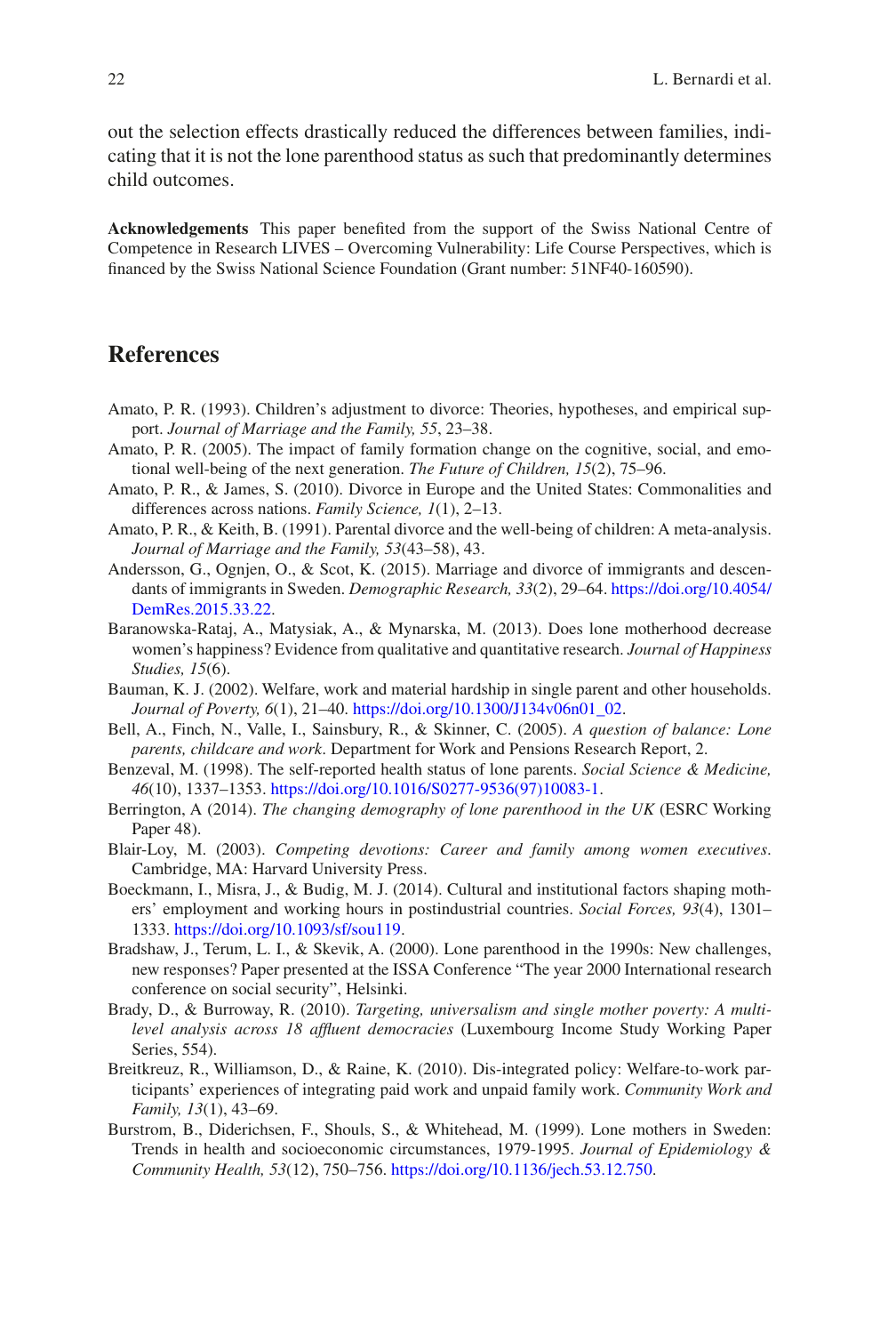out the selection effects drastically reduced the differences between families, indicating that it is not the lone parenthood status as such that predominantly determines child outcomes.

**Acknowledgements** This paper benefited from the support of the Swiss National Centre of Competence in Research LIVES – Overcoming Vulnerability: Life Course Perspectives, which is financed by the Swiss National Science Foundation (Grant number: 51NF40-160590).

## References

Amato, P. R. (1993). Children's adjustment to divorce: Theories, hypotheses, and empirical support. *Journal of Marriage and the Family, 55*, 23–38.

Amato, P. R. (2005). The impact of family formation change on the cognitive, social, and emotional well-being of the next generation. *The Future of Children, 15*(2), 75–96.

Amato, P. R., & James, S. (2010). Divorce in Europe and the United States: Commonalities and differences across nations. *Family Science, 1*(1), 2–13.

Amato, P. R., & Keith, B. (1991). Parental divorce and the well-being of children: A meta-analysis. *Journal of Marriage and the Family, 53*(43–58), 43.

Andersson, G., Ognjen, O., & Scot, K. (2015). Marriage and divorce of immigrants and descendants of immigrants in Sweden. *Demographic Research, 33*(2), 29–64. https://doi.org/10.4054/DemRes.2015.33.22.

Baranowska-Rataj, A., Matysiak, A., & Mynarska, M. (2013). Does lone motherhood decrease women's happiness? Evidence from qualitative and quantitative research. *Journal of Happiness Studies, 15*(6).

Bauman, K. J. (2002). Welfare, work and material hardship in single parent and other households. *Journal of Poverty, 6*(1), 21–40. https://doi.org/10.1300/J134v06n01_02.

Bell, A., Finch, N., Valle, I., Sainsbury, R., & Skinner, C. (2005). *A question of balance: Lone parents, childcare and work*. Department for Work and Pensions Research Report, 2.

Benzeval, M. (1998). The self-reported health status of lone parents. *Social Science & Medicine, 46*(10), 1337–1353. https://doi.org/10.1016/S0277-9536(97)10083-1.

Berrington, A (2014). *The changing demography of lone parenthood in the UK* (ESRC Working Paper 48).

Blair-Loy, M. (2003). *Competing devotions: Career and family among women executives*. Cambridge, MA: Harvard University Press.

Boeckmann, I., Misra, J., & Budig, M. J. (2014). Cultural and institutional factors shaping mothers' employment and working hours in postindustrial countries. *Social Forces, 93*(4), 1301–1333. https://doi.org/10.1093/sf/sou119.

Bradshaw, J., Terum, L. I., & Skevik, A. (2000). Lone parenthood in the 1990s: New challenges, new responses? Paper presented at the ISSA Conference "The year 2000 International research conference on social security", Helsinki.

Brady, D., & Burroway, R. (2010). *Targeting, universalism and single mother poverty: A multilevel analysis across 18 affluent democracies* (Luxembourg Income Study Working Paper Series, 554).

Breitkreuz, R., Williamson, D., & Raine, K. (2010). Dis-integrated policy: Welfare-to-work participants' experiences of integrating paid work and unpaid family work. *Community Work and Family, 13*(1), 43–69.

Burstrom, B., Diderichsen, F., Shouls, S., & Whitehead, M. (1999). Lone mothers in Sweden: Trends in health and socioeconomic circumstances, 1979-1995. *Journal of Epidemiology & Community Health, 53*(12), 750–756. https://doi.org/10.1136/jech.53.12.750.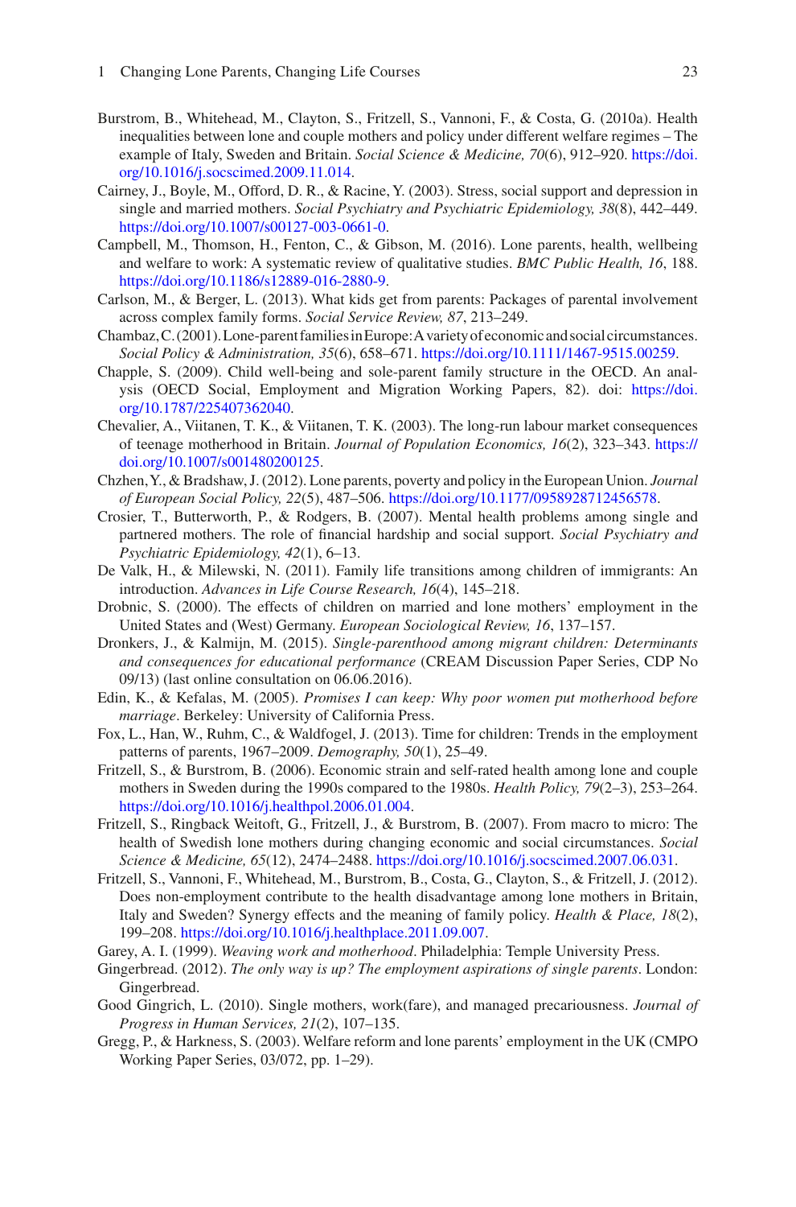Burstrom, B., Whitehead, M., Clayton, S., Fritzell, S., Vannoni, F., & Costa, G. (2010a). Health inequalities between lone and couple mothers and policy under different welfare regimes – The example of Italy, Sweden and Britain. *Social Science & Medicine, 70*(6), 912–920. https://doi.org/10.1016/j.socscimed.2009.11.014.

Cairney, J., Boyle, M., Offord, D. R., & Racine, Y. (2003). Stress, social support and depression in single and married mothers. *Social Psychiatry and Psychiatric Epidemiology, 38*(8), 442–449. https://doi.org/10.1007/s00127-003-0661-0.

Campbell, M., Thomson, H., Fenton, C., & Gibson, M. (2016). Lone parents, health, wellbeing and welfare to work: A systematic review of qualitative studies. *BMC Public Health, 16*, 188. https://doi.org/10.1186/s12889-016-2880-9.

Carlson, M., & Berger, L. (2013). What kids get from parents: Packages of parental involvement across complex family forms. *Social Service Review, 87*, 213–249.

Chambaz, C. (2001). Lone-parent families in Europe: A variety of economic and social circumstances. *Social Policy & Administration, 35*(6), 658–671. https://doi.org/10.1111/1467-9515.00259.

Chapple, S. (2009). Child well-being and sole-parent family structure in the OECD. An analysis (OECD Social, Employment and Migration Working Papers, 82). doi: https://doi.org/10.1787/225407362040.

Chevalier, A., Viitanen, T. K., & Viitanen, T. K. (2003). The long-run labour market consequences of teenage motherhood in Britain. *Journal of Population Economics, 16*(2), 323–343. https://doi.org/10.1007/s001480200125.

Chzhen, Y., & Bradshaw, J. (2012). Lone parents, poverty and policy in the European Union. *Journal of European Social Policy, 22*(5), 487–506. https://doi.org/10.1177/0958928712456578.

Crosier, T., Butterworth, P., & Rodgers, B. (2007). Mental health problems among single and partnered mothers. The role of financial hardship and social support. *Social Psychiatry and Psychiatric Epidemiology, 42*(1), 6–13.

De Valk, H., & Milewski, N. (2011). Family life transitions among children of immigrants: An introduction. *Advances in Life Course Research, 16*(4), 145–218.

Drobnic, S. (2000). The effects of children on married and lone mothers' employment in the United States and (West) Germany. *European Sociological Review, 16*, 137–157.

Dronkers, J., & Kalmijn, M. (2015). *Single-parenthood among migrant children: Determinants and consequences for educational performance* (CREAM Discussion Paper Series, CDP No 09/13) (last online consultation on 06.06.2016).

Edin, K., & Kefalas, M. (2005). *Promises I can keep: Why poor women put motherhood before marriage*. Berkeley: University of California Press.

Fox, L., Han, W., Ruhm, C., & Waldfogel, J. (2013). Time for children: Trends in the employment patterns of parents, 1967–2009. *Demography, 50*(1), 25–49.

Fritzell, S., & Burstrom, B. (2006). Economic strain and self-rated health among lone and couple mothers in Sweden during the 1990s compared to the 1980s. *Health Policy, 79*(2–3), 253–264. https://doi.org/10.1016/j.healthpol.2006.01.004.

Fritzell, S., Ringback Weitoft, G., Fritzell, J., & Burstrom, B. (2007). From macro to micro: The health of Swedish lone mothers during changing economic and social circumstances. *Social Science & Medicine, 65*(12), 2474–2488. https://doi.org/10.1016/j.socscimed.2007.06.031.

Fritzell, S., Vannoni, F., Whitehead, M., Burstrom, B., Costa, G., Clayton, S., & Fritzell, J. (2012). Does non-employment contribute to the health disadvantage among lone mothers in Britain, Italy and Sweden? Synergy effects and the meaning of family policy. *Health & Place, 18*(2), 199–208. https://doi.org/10.1016/j.healthplace.2011.09.007.

Garey, A. I. (1999). *Weaving work and motherhood*. Philadelphia: Temple University Press.

Gingerbread. (2012). *The only way is up? The employment aspirations of single parents*. London: Gingerbread.

Good Gingrich, L. (2010). Single mothers, work(fare), and managed precariousness. *Journal of Progress in Human Services, 21*(2), 107–135.

Gregg, P., & Harkness, S. (2003). Welfare reform and lone parents' employment in the UK (CMPO Working Paper Series, 03/072, pp. 1–29).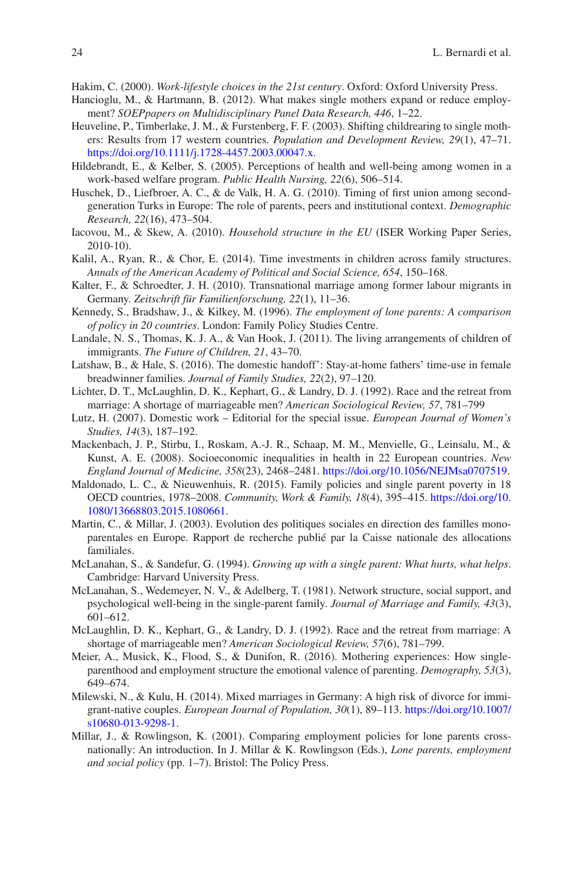Hakim, C. (2000). *Work-lifestyle choices in the 21st century*. Oxford: Oxford University Press.

Hancioglu, M., & Hartmann, B. (2012). What makes single mothers expand or reduce employment? *SOEPpapers on Multidisciplinary Panel Data Research, 446*, 1–22.

Heuveline, P., Timberlake, J. M., & Furstenberg, F. F. (2003). Shifting childrearing to single mothers: Results from 17 western countries. *Population and Development Review, 29*(1), 47–71. https://doi.org/10.1111/j.1728-4457.2003.00047.x.

Hildebrandt, E., & Kelber, S. (2005). Perceptions of health and well-being among women in a work-based welfare program. *Public Health Nursing, 22*(6), 506–514.

Huschek, D., Liefbroer, A. C., & de Valk, H. A. G. (2010). Timing of first union among second-generation Turks in Europe: The role of parents, peers and institutional context. *Demographic Research, 22*(16), 473–504.

Iacovou, M., & Skew, A. (2010). *Household structure in the EU* (ISER Working Paper Series, 2010-10).

Kalil, A., Ryan, R., & Chor, E. (2014). Time investments in children across family structures. *Annals of the American Academy of Political and Social Science, 654*, 150–168.

Kalter, F., & Schroedter, J. H. (2010). Transnational marriage among former labour migrants in Germany. *Zeitschrift für Familienforschung, 22*(1), 11–36.

Kennedy, S., Bradshaw, J., & Kilkey, M. (1996). *The employment of lone parents: A comparison of policy in 20 countries*. London: Family Policy Studies Centre.

Landale, N. S., Thomas, K. J. A., & Van Hook, J. (2011). The living arrangements of children of immigrants. *The Future of Children, 21*, 43–70.

Latshaw, B., & Hale, S. (2016). The domestic handoff': Stay-at-home fathers' time-use in female breadwinner families. *Journal of Family Studies, 22*(2), 97–120.

Lichter, D. T., McLaughlin, D. K., Kephart, G., & Landry, D. J. (1992). Race and the retreat from marriage: A shortage of marriageable men? *American Sociological Review, 57*, 781–799

Lutz, H. (2007). Domestic work – Editorial for the special issue. *European Journal of Women's Studies, 14*(3), 187–192.

Mackenbach, J. P., Stirbu, I., Roskam, A.-J. R., Schaap, M. M., Menvielle, G., Leinsalu, M., & Kunst, A. E. (2008). Socioeconomic inequalities in health in 22 European countries. *New England Journal of Medicine, 358*(23), 2468–2481. https://doi.org/10.1056/NEJMsa0707519.

Maldonado, L. C., & Nieuwenhuis, R. (2015). Family policies and single parent poverty in 18 OECD countries, 1978–2008. *Community, Work & Family, 18*(4), 395–415. https://doi.org/10.1080/13668803.2015.1080661.

Martin, C., & Millar, J. (2003). Evolution des politiques sociales en direction des familles monoparentales en Europe. Rapport de recherche publié par la Caisse nationale des allocations familiales.

McLanahan, S., & Sandefur, G. (1994). *Growing up with a single parent: What hurts, what helps*. Cambridge: Harvard University Press.

McLanahan, S., Wedemeyer, N. V., & Adelberg, T. (1981). Network structure, social support, and psychological well-being in the single-parent family. *Journal of Marriage and Family, 43*(3), 601–612.

McLaughlin, D. K., Kephart, G., & Landry, D. J. (1992). Race and the retreat from marriage: A shortage of marriageable men? *American Sociological Review, 57*(6), 781–799.

Meier, A., Musick, K., Flood, S., & Dunifon, R. (2016). Mothering experiences: How single-parenthood and employment structure the emotional valence of parenting. *Demography, 53*(3), 649–674.

Milewski, N., & Kulu, H. (2014). Mixed marriages in Germany: A high risk of divorce for immigrant-native couples. *European Journal of Population, 30*(1), 89–113. https://doi.org/10.1007/s10680-013-9298-1.

Millar, J., & Rowlingson, K. (2001). Comparing employment policies for lone parents cross-nationally: An introduction. In J. Millar & K. Rowlingson (Eds.), *Lone parents, employment and social policy* (pp. 1–7). Bristol: The Policy Press.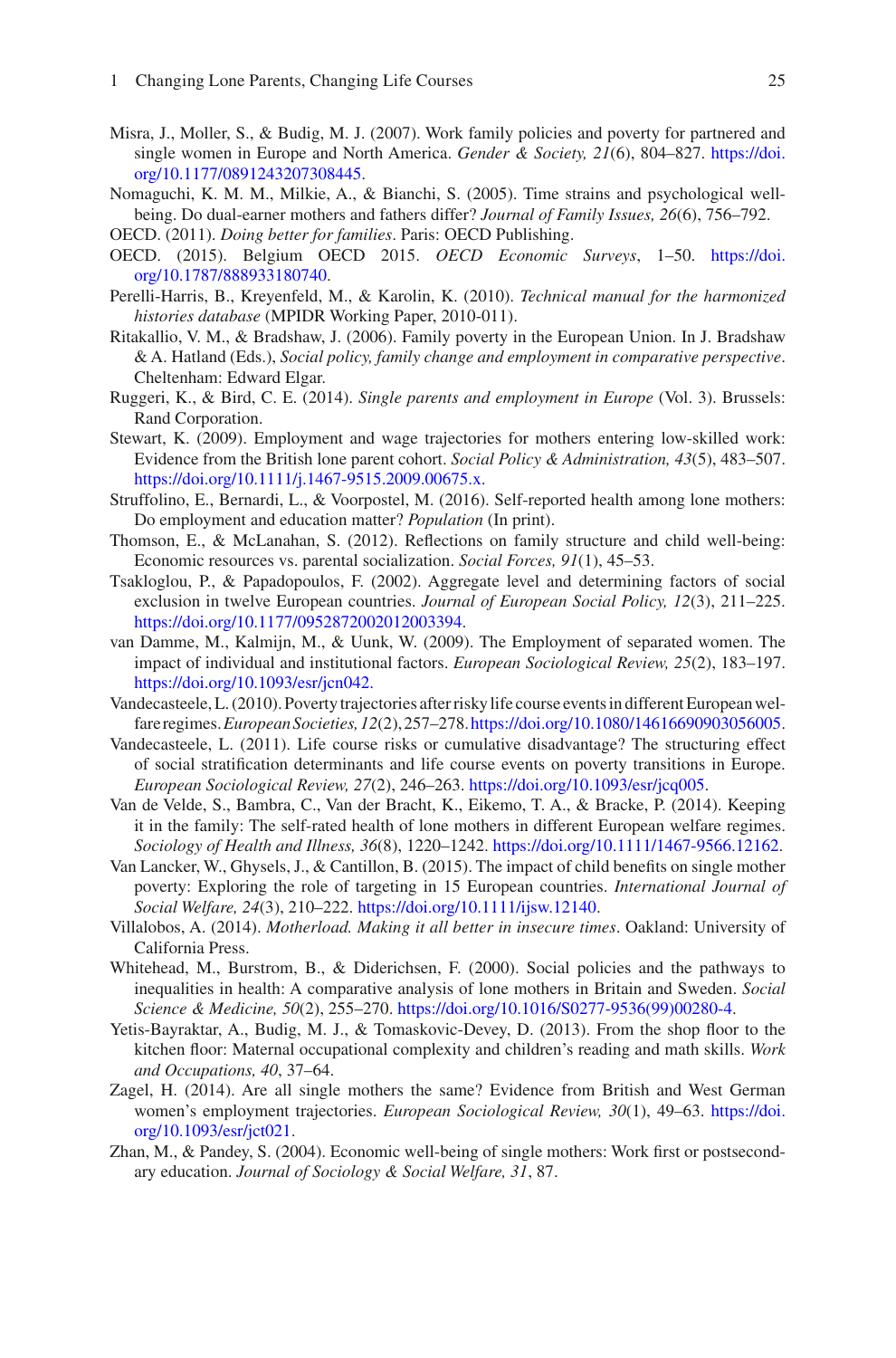Misra, J., Moller, S., & Budig, M. J. (2007). Work family policies and poverty for partnered and single women in Europe and North America. *Gender & Society, 21*(6), 804–827. https://doi.org/10.1177/0891243207308445.

Nomaguchi, K. M. M., Milkie, A., & Bianchi, S. (2005). Time strains and psychological well-being. Do dual-earner mothers and fathers differ? *Journal of Family Issues, 26*(6), 756–792.

OECD. (2011). *Doing better for families*. Paris: OECD Publishing.

OECD. (2015). Belgium OECD 2015. *OECD Economic Surveys*, 1–50. https://doi.org/10.1787/888933180740.

Perelli-Harris, B., Kreyenfeld, M., & Karolin, K. (2010). *Technical manual for the harmonized histories database* (MPIDR Working Paper, 2010-011).

Ritakallio, V. M., & Bradshaw, J. (2006). Family poverty in the European Union. In J. Bradshaw & A. Hatland (Eds.), *Social policy, family change and employment in comparative perspective*. Cheltenham: Edward Elgar.

Ruggeri, K., & Bird, C. E. (2014). *Single parents and employment in Europe* (Vol. 3). Brussels: Rand Corporation.

Stewart, K. (2009). Employment and wage trajectories for mothers entering low-skilled work: Evidence from the British lone parent cohort. *Social Policy & Administration, 43*(5), 483–507. https://doi.org/10.1111/j.1467-9515.2009.00675.x.

Struffolino, E., Bernardi, L., & Voorpostel, M. (2016). Self-reported health among lone mothers: Do employment and education matter? *Population* (In print).

Thomson, E., & McLanahan, S. (2012). Reflections on family structure and child well-being: Economic resources vs. parental socialization. *Social Forces, 91*(1), 45–53.

Tsakloglou, P., & Papadopoulos, F. (2002). Aggregate level and determining factors of social exclusion in twelve European countries. *Journal of European Social Policy, 12*(3), 211–225. https://doi.org/10.1177/0952872002012003394.

van Damme, M., Kalmijn, M., & Uunk, W. (2009). The Employment of separated women. The impact of individual and institutional factors. *European Sociological Review, 25*(2), 183–197. https://doi.org/10.1093/esr/jcn042.

Vandecasteele, L. (2010). Poverty trajectories after risky life course events in different European welfare regimes. *European Societies, 12*(2), 257–278. https://doi.org/10.1080/14616690903056005.

Vandecasteele, L. (2011). Life course risks or cumulative disadvantage? The structuring effect of social stratification determinants and life course events on poverty transitions in Europe. *European Sociological Review, 27*(2), 246–263. https://doi.org/10.1093/esr/jcq005.

Van de Velde, S., Bambra, C., Van der Bracht, K., Eikemo, T. A., & Bracke, P. (2014). Keeping it in the family: The self-rated health of lone mothers in different European welfare regimes. *Sociology of Health and Illness, 36*(8), 1220–1242. https://doi.org/10.1111/1467-9566.12162.

Van Lancker, W., Ghysels, J., & Cantillon, B. (2015). The impact of child benefits on single mother poverty: Exploring the role of targeting in 15 European countries. *International Journal of Social Welfare, 24*(3), 210–222. https://doi.org/10.1111/ijsw.12140.

Villalobos, A. (2014). *Motherload. Making it all better in insecure times*. Oakland: University of California Press.

Whitehead, M., Burstrom, B., & Diderichsen, F. (2000). Social policies and the pathways to inequalities in health: A comparative analysis of lone mothers in Britain and Sweden. *Social Science & Medicine, 50*(2), 255–270. https://doi.org/10.1016/S0277-9536(99)00280-4.

Yetis-Bayraktar, A., Budig, M. J., & Tomaskovic-Devey, D. (2013). From the shop floor to the kitchen floor: Maternal occupational complexity and children's reading and math skills. *Work and Occupations, 40*, 37–64.

Zagel, H. (2014). Are all single mothers the same? Evidence from British and West German women's employment trajectories. *European Sociological Review, 30*(1), 49–63. https://doi.org/10.1093/esr/jct021.

Zhan, M., & Pandey, S. (2004). Economic well-being of single mothers: Work first or postsecondary education. *Journal of Sociology & Social Welfare, 31*, 87.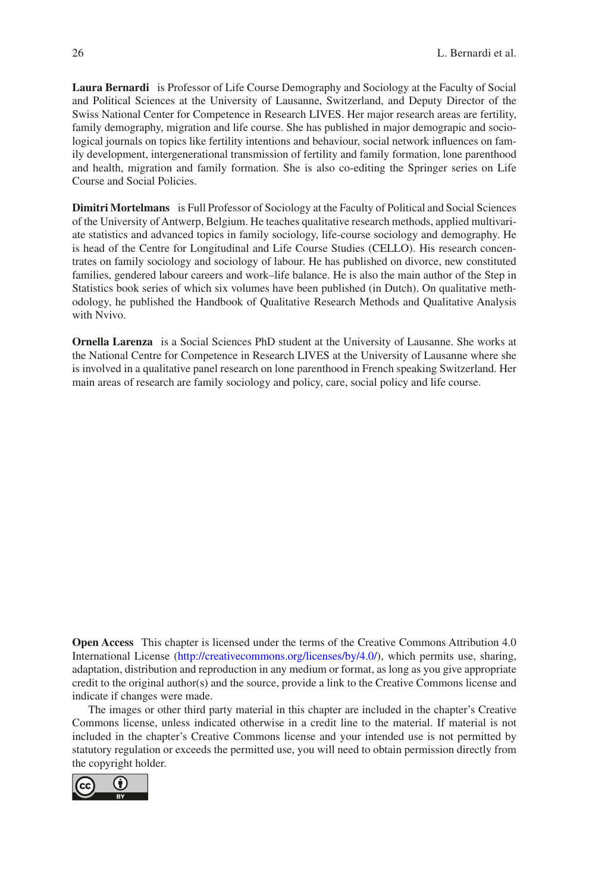**Laura Bernardi** is Professor of Life Course Demography and Sociology at the Faculty of Social and Political Sciences at the University of Lausanne, Switzerland, and Deputy Director of the Swiss National Center for Competence in Research LIVES. Her major research areas are fertility, family demography, migration and life course. She has published in major demograpic and sociological journals on topics like fertility intentions and behaviour, social network influences on family development, intergenerational transmission of fertility and family formation, lone parenthood and health, migration and family formation. She is also co-editing the Springer series on Life Course and Social Policies.

**Dimitri Mortelmans** is Full Professor of Sociology at the Faculty of Political and Social Sciences of the University of Antwerp, Belgium. He teaches qualitative research methods, applied multivariate statistics and advanced topics in family sociology, life-course sociology and demography. He is head of the Centre for Longitudinal and Life Course Studies (CELLO). His research concentrates on family sociology and sociology of labour. He has published on divorce, new constituted families, gendered labour careers and work–life balance. He is also the main author of the Step in Statistics book series of which six volumes have been published (in Dutch). On qualitative methodology, he published the Handbook of Qualitative Research Methods and Qualitative Analysis with Nvivo.

**Ornella Larenza** is a Social Sciences PhD student at the University of Lausanne. She works at the National Centre for Competence in Research LIVES at the University of Lausanne where she is involved in a qualitative panel research on lone parenthood in French speaking Switzerland. Her main areas of research are family sociology and policy, care, social policy and life course.

**Open Access** This chapter is licensed under the terms of the Creative Commons Attribution 4.0 International License (http://creativecommons.org/licenses/by/4.0/), which permits use, sharing, adaptation, distribution and reproduction in any medium or format, as long as you give appropriate credit to the original author(s) and the source, provide a link to the Creative Commons license and indicate if changes were made.

The images or other third party material in this chapter are included in the chapter's Creative Commons license, unless indicated otherwise in a credit line to the material. If material is not included in the chapter's Creative Commons license and your intended use is not permitted by statutory regulation or exceeds the permitted use, you will need to obtain permission directly from the copyright holder.